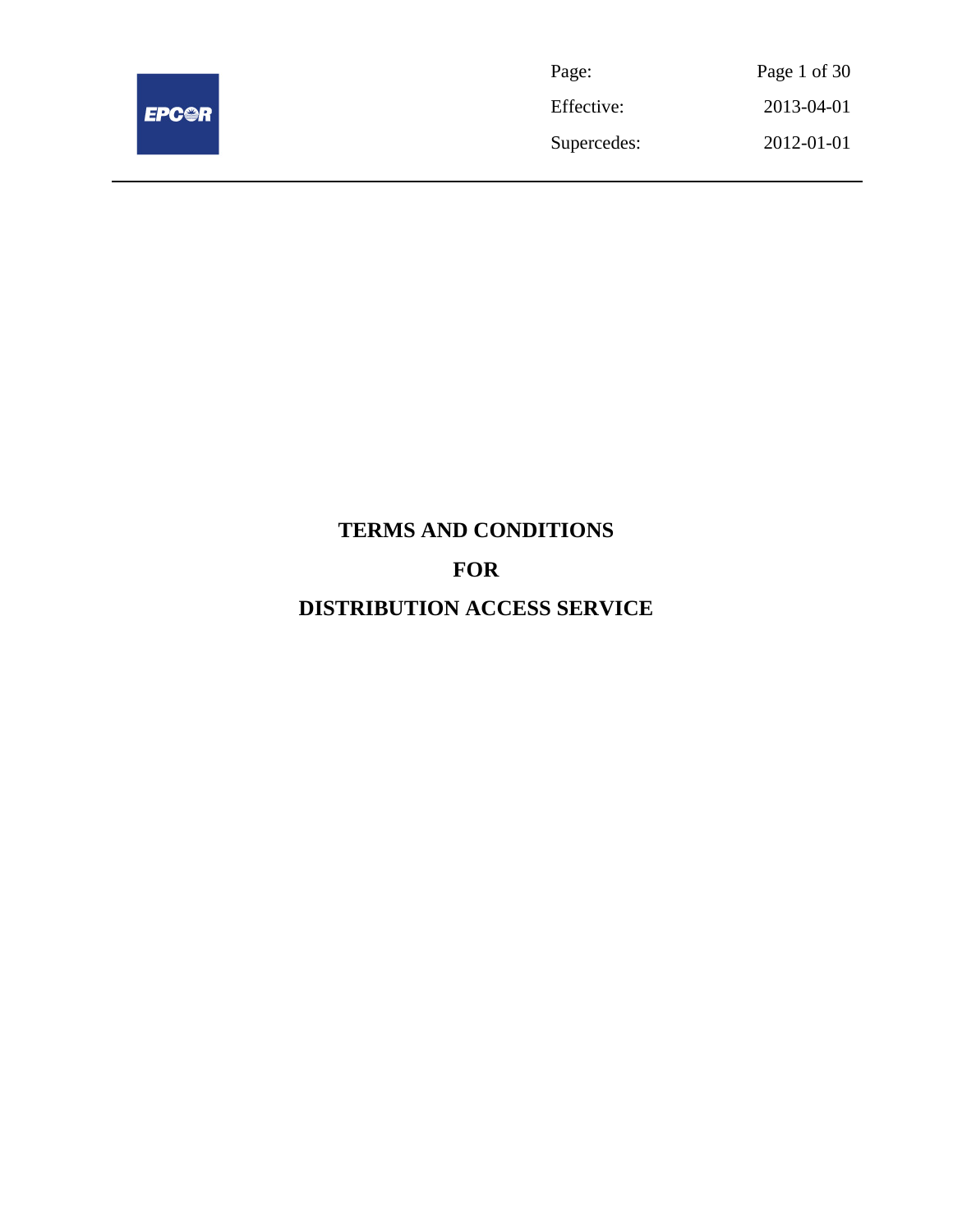# TERMS AND CONDITIONS

# FOR

# DISTRIBUTION ACCESS SERVICE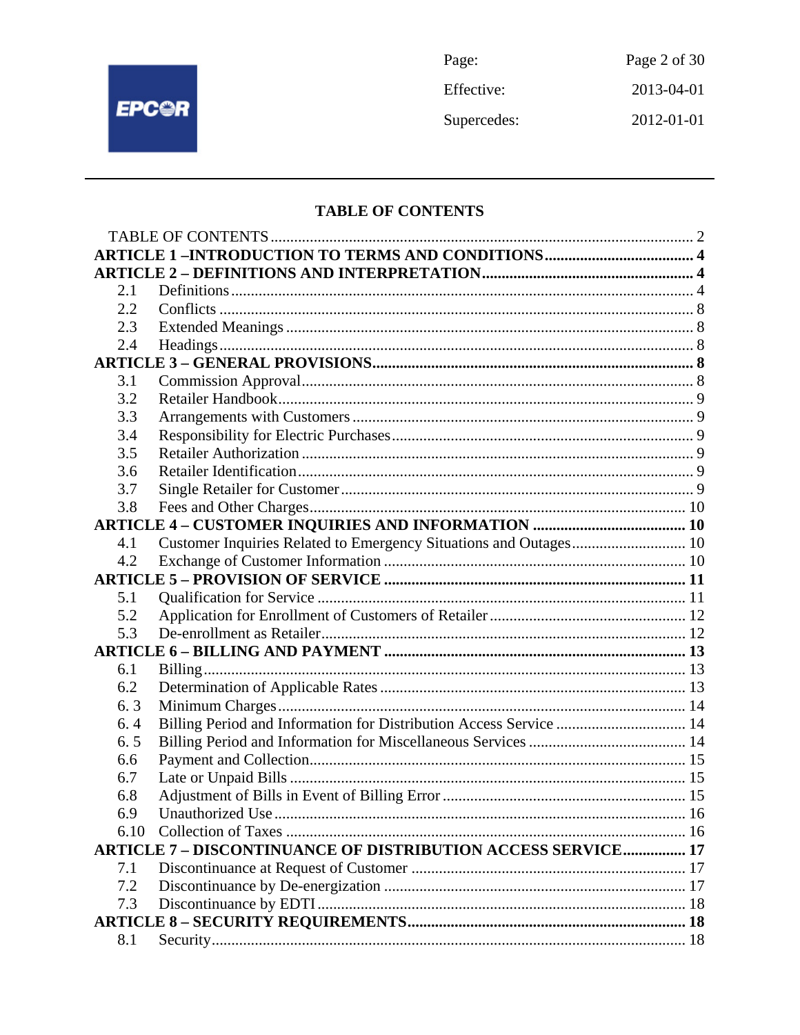## TABLE OF CONTENTS

| | | |
|---|---|---|
| TABLE OF CONTENTS | | 2 |
| **ARTICLE 1 –INTRODUCTION TO TERMS AND CONDITIONS** | | **4** |
| **ARTICLE 2 – DEFINITIONS AND INTERPRETATION** | | **4** |
| 2.1 | Definitions | 4 |
| 2.2 | Conflicts | 8 |
| 2.3 | Extended Meanings | 8 |
| 2.4 | Headings | 8 |
| **ARTICLE 3 – GENERAL PROVISIONS** | | **8** |
| 3.1 | Commission Approval | 8 |
| 3.2 | Retailer Handbook | 9 |
| 3.3 | Arrangements with Customers | 9 |
| 3.4 | Responsibility for Electric Purchases | 9 |
| 3.5 | Retailer Authorization | 9 |
| 3.6 | Retailer Identification | 9 |
| 3.7 | Single Retailer for Customer | 9 |
| 3.8 | Fees and Other Charges | 10 |
| **ARTICLE 4 – CUSTOMER INQUIRIES AND INFORMATION** | | **10** |
| 4.1 | Customer Inquiries Related to Emergency Situations and Outages | 10 |
| 4.2 | Exchange of Customer Information | 10 |
| **ARTICLE 5 – PROVISION OF SERVICE** | | **11** |
| 5.1 | Qualification for Service | 11 |
| 5.2 | Application for Enrollment of Customers of Retailer | 12 |
| 5.3 | De-enrollment as Retailer | 12 |
| **ARTICLE 6 – BILLING AND PAYMENT** | | **13** |
| 6.1 | Billing | 13 |
| 6.2 | Determination of Applicable Rates | 13 |
| 6. 3 | Minimum Charges | 14 |
| 6. 4 | Billing Period and Information for Distribution Access Service | 14 |
| 6. 5 | Billing Period and Information for Miscellaneous Services | 14 |
| 6.6 | Payment and Collection | 15 |
| 6.7 | Late or Unpaid Bills | 15 |
| 6.8 | Adjustment of Bills in Event of Billing Error | 15 |
| 6.9 | Unauthorized Use | 16 |
| 6.10 | Collection of Taxes | 16 |
| **ARTICLE 7 – DISCONTINUANCE OF DISTRIBUTION ACCESS SERVICE** | | **17** |
| 7.1 | Discontinuance at Request of Customer | 17 |
| 7.2 | Discontinuance by De-energization | 17 |
| 7.3 | Discontinuance by EDTI | 18 |
| **ARTICLE 8 – SECURITY REQUIREMENTS** | | **18** |
| 8.1 | Security | 18 |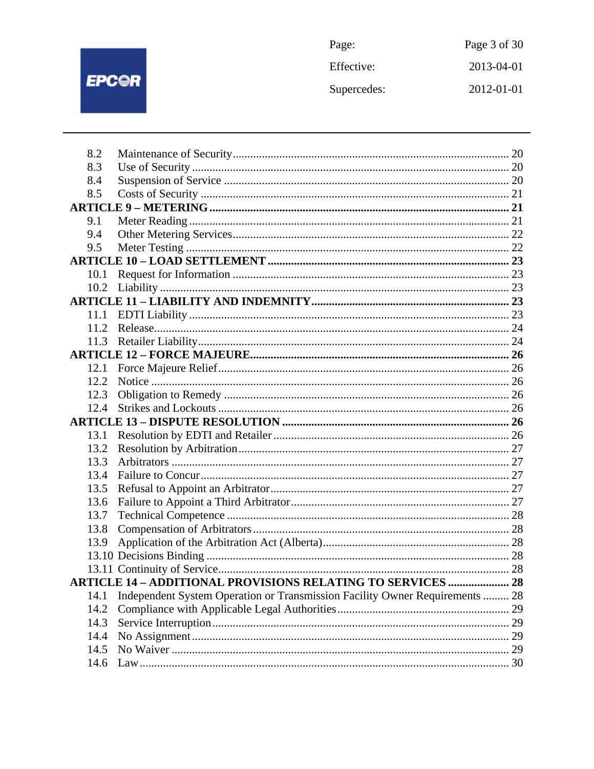| | | |
|---|---|---|
| 8.2 | Maintenance of Security | 20 |
| 8.3 | Use of Security | 20 |
| 8.4 | Suspension of Service | 20 |
| 8.5 | Costs of Security | 21 |
| **ARTICLE 9 – METERING** | | **21** |
| 9.1 | Meter Reading | 21 |
| 9.4 | Other Metering Services | 22 |
| 9.5 | Meter Testing | 22 |
| **ARTICLE 10 – LOAD SETTLEMENT** | | **23** |
| 10.1 | Request for Information | 23 |
| 10.2 | Liability | 23 |
| **ARTICLE 11 – LIABILITY AND INDEMNITY** | | **23** |
| 11.1 | EDTI Liability | 23 |
| 11.2 | Release | 24 |
| 11.3 | Retailer Liability | 24 |
| **ARTICLE 12 – FORCE MAJEURE** | | **26** |
| 12.1 | Force Majeure Relief | 26 |
| 12.2 | Notice | 26 |
| 12.3 | Obligation to Remedy | 26 |
| 12.4 | Strikes and Lockouts | 26 |
| **ARTICLE 13 – DISPUTE RESOLUTION** | | **26** |
| 13.1 | Resolution by EDTI and Retailer | 26 |
| 13.2 | Resolution by Arbitration | 27 |
| 13.3 | Arbitrators | 27 |
| 13.4 | Failure to Concur | 27 |
| 13.5 | Refusal to Appoint an Arbitrator | 27 |
| 13.6 | Failure to Appoint a Third Arbitrator | 27 |
| 13.7 | Technical Competence | 28 |
| 13.8 | Compensation of Arbitrators | 28 |
| 13.9 | Application of the Arbitration Act (Alberta) | 28 |
| 13.10 | Decisions Binding | 28 |
| 13.11 | Continuity of Service | 28 |
| **ARTICLE 14 – ADDITIONAL PROVISIONS RELATING TO SERVICES** | | **28** |
| 14.1 | Independent System Operation or Transmission Facility Owner Requirements | 28 |
| 14.2 | Compliance with Applicable Legal Authorities | 29 |
| 14.3 | Service Interruption | 29 |
| 14.4 | No Assignment | 29 |
| 14.5 | No Waiver | 29 |
| 14.6 | Law | 30 |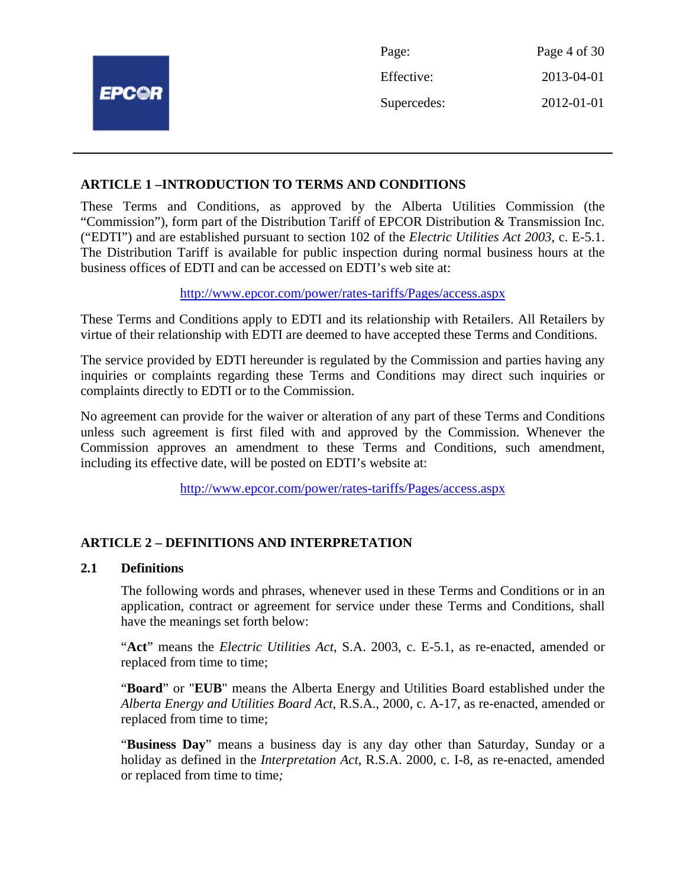## ARTICLE 1 –INTRODUCTION TO TERMS AND CONDITIONS

These Terms and Conditions, as approved by the Alberta Utilities Commission (the "Commission"), form part of the Distribution Tariff of EPCOR Distribution & Transmission Inc. ("EDTI") and are established pursuant to section 102 of the *Electric Utilities Act 2003*, c. E-5.1. The Distribution Tariff is available for public inspection during normal business hours at the business offices of EDTI and can be accessed on EDTI's web site at:

http://www.epcor.com/power/rates-tariffs/Pages/access.aspx

These Terms and Conditions apply to EDTI and its relationship with Retailers. All Retailers by virtue of their relationship with EDTI are deemed to have accepted these Terms and Conditions.

The service provided by EDTI hereunder is regulated by the Commission and parties having any inquiries or complaints regarding these Terms and Conditions may direct such inquiries or complaints directly to EDTI or to the Commission.

No agreement can provide for the waiver or alteration of any part of these Terms and Conditions unless such agreement is first filed with and approved by the Commission. Whenever the Commission approves an amendment to these Terms and Conditions, such amendment, including its effective date, will be posted on EDTI's website at:

http://www.epcor.com/power/rates-tariffs/Pages/access.aspx

## ARTICLE 2 – DEFINITIONS AND INTERPRETATION

### 2.1 Definitions

The following words and phrases, whenever used in these Terms and Conditions or in an application, contract or agreement for service under these Terms and Conditions, shall have the meanings set forth below:

"**Act**" means the *Electric Utilities Act*, S.A. 2003, c. E-5.1, as re-enacted, amended or replaced from time to time;

"**Board**" or "**EUB**" means the Alberta Energy and Utilities Board established under the *Alberta Energy and Utilities Board Act*, R.S.A., 2000, c. A-17, as re-enacted, amended or replaced from time to time;

"**Business Day**" means a business day is any day other than Saturday, Sunday or a holiday as defined in the *Interpretation Act*, R.S.A. 2000, c. I-8, as re-enacted, amended or replaced from time to time;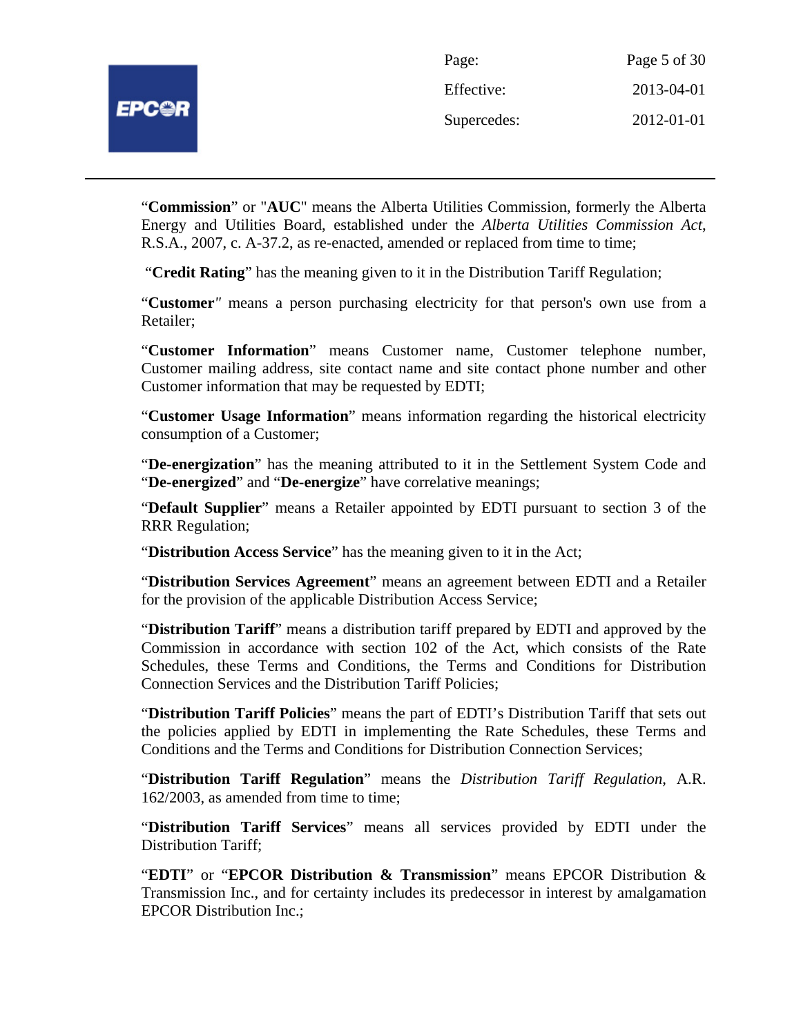"**Commission**" or "**AUC**" means the Alberta Utilities Commission, formerly the Alberta Energy and Utilities Board, established under the *Alberta Utilities Commission Act*, R.S.A., 2007, c. A-37.2, as re-enacted, amended or replaced from time to time;

"**Credit Rating**" has the meaning given to it in the Distribution Tariff Regulation;

"**Customer**" means a person purchasing electricity for that person's own use from a Retailer;

"**Customer Information**" means Customer name, Customer telephone number, Customer mailing address, site contact name and site contact phone number and other Customer information that may be requested by EDTI;

"**Customer Usage Information**" means information regarding the historical electricity consumption of a Customer;

"**De-energization**" has the meaning attributed to it in the Settlement System Code and "**De-energized**" and "**De-energize**" have correlative meanings;

"**Default Supplier**" means a Retailer appointed by EDTI pursuant to section 3 of the RRR Regulation;

"**Distribution Access Service**" has the meaning given to it in the Act;

"**Distribution Services Agreement**" means an agreement between EDTI and a Retailer for the provision of the applicable Distribution Access Service;

"**Distribution Tariff**" means a distribution tariff prepared by EDTI and approved by the Commission in accordance with section 102 of the Act, which consists of the Rate Schedules, these Terms and Conditions, the Terms and Conditions for Distribution Connection Services and the Distribution Tariff Policies;

"**Distribution Tariff Policies**" means the part of EDTI's Distribution Tariff that sets out the policies applied by EDTI in implementing the Rate Schedules, these Terms and Conditions and the Terms and Conditions for Distribution Connection Services;

"**Distribution Tariff Regulation**" means the *Distribution Tariff Regulation*, A.R. 162/2003, as amended from time to time;

"**Distribution Tariff Services**" means all services provided by EDTI under the Distribution Tariff;

"**EDTI**" or "**EPCOR Distribution & Transmission**" means EPCOR Distribution & Transmission Inc., and for certainty includes its predecessor in interest by amalgamation EPCOR Distribution Inc.;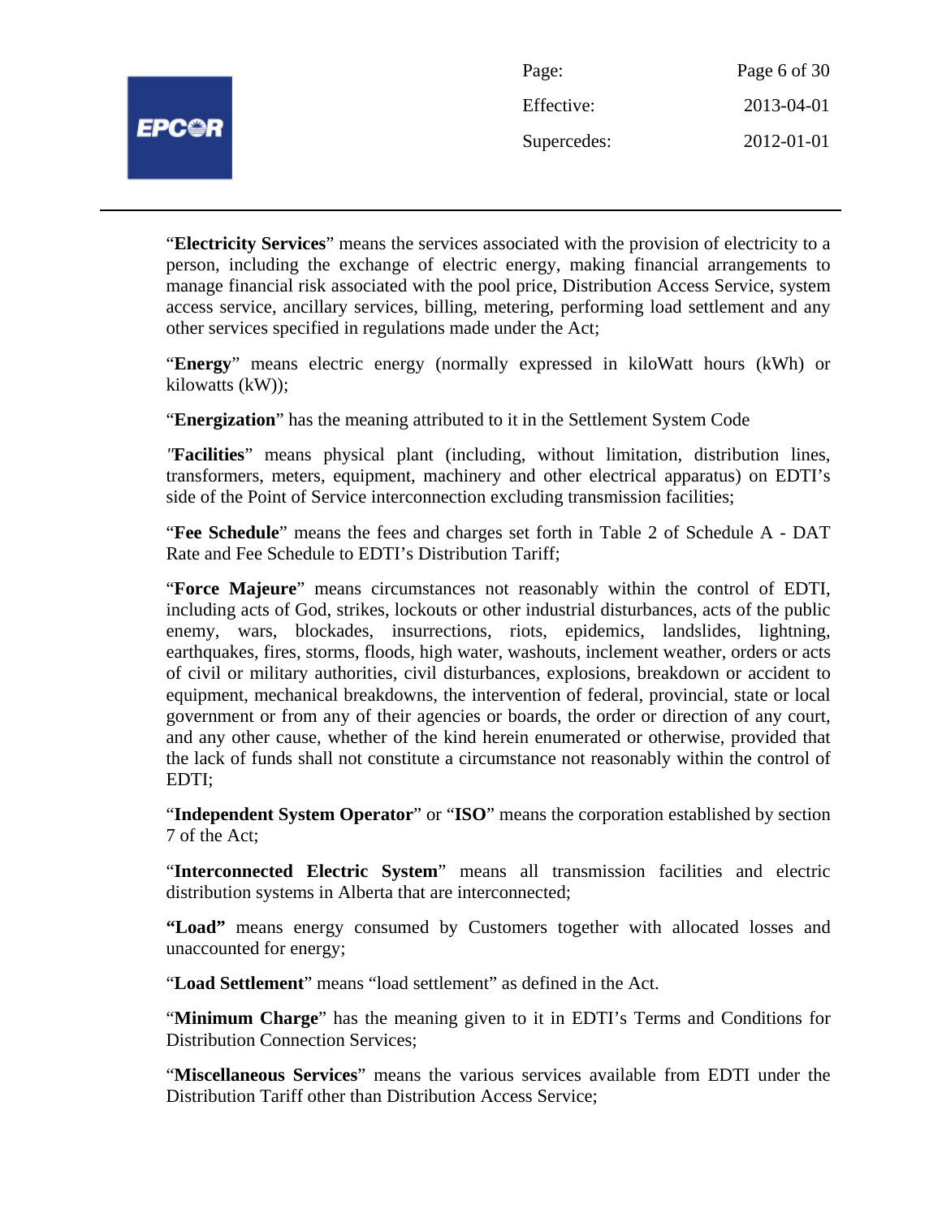"**Electricity Services**" means the services associated with the provision of electricity to a person, including the exchange of electric energy, making financial arrangements to manage financial risk associated with the pool price, Distribution Access Service, system access service, ancillary services, billing, metering, performing load settlement and any other services specified in regulations made under the Act;

"**Energy**" means electric energy (normally expressed in kiloWatt hours (kWh) or kilowatts (kW));

"**Energization**" has the meaning attributed to it in the Settlement System Code

*"***Facilities**" means physical plant (including, without limitation, distribution lines, transformers, meters, equipment, machinery and other electrical apparatus) on EDTI's side of the Point of Service interconnection excluding transmission facilities;

"**Fee Schedule**" means the fees and charges set forth in Table 2 of Schedule A - DAT Rate and Fee Schedule to EDTI's Distribution Tariff;

"**Force Majeure**" means circumstances not reasonably within the control of EDTI, including acts of God, strikes, lockouts or other industrial disturbances, acts of the public enemy, wars, blockades, insurrections, riots, epidemics, landslides, lightning, earthquakes, fires, storms, floods, high water, washouts, inclement weather, orders or acts of civil or military authorities, civil disturbances, explosions, breakdown or accident to equipment, mechanical breakdowns, the intervention of federal, provincial, state or local government or from any of their agencies or boards, the order or direction of any court, and any other cause, whether of the kind herein enumerated or otherwise, provided that the lack of funds shall not constitute a circumstance not reasonably within the control of EDTI;

"**Independent System Operator**" or "**ISO**" means the corporation established by section 7 of the Act;

"**Interconnected Electric System**" means all transmission facilities and electric distribution systems in Alberta that are interconnected;

**"Load"** means energy consumed by Customers together with allocated losses and unaccounted for energy;

"**Load Settlement**" means "load settlement" as defined in the Act.

"**Minimum Charge**" has the meaning given to it in EDTI's Terms and Conditions for Distribution Connection Services;

"**Miscellaneous Services**" means the various services available from EDTI under the Distribution Tariff other than Distribution Access Service;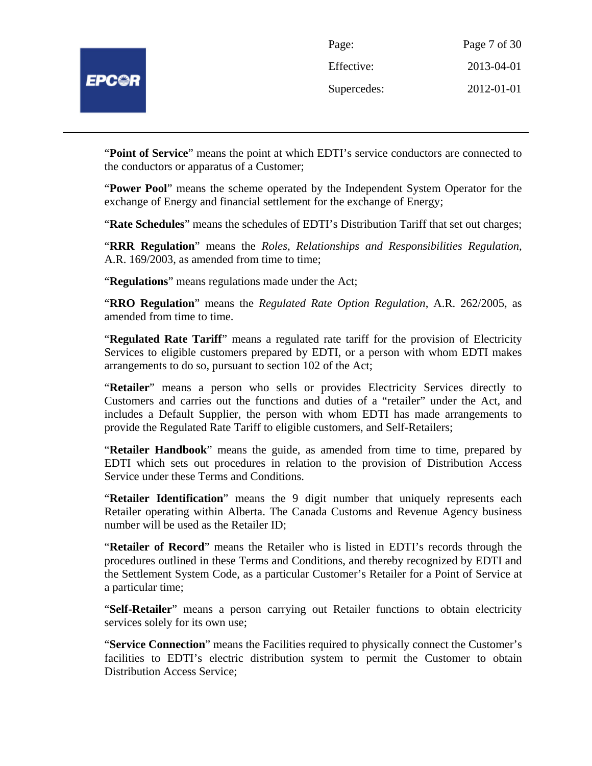“**Point of Service**” means the point at which EDTI’s service conductors are connected to the conductors or apparatus of a Customer;

“**Power Pool**” means the scheme operated by the Independent System Operator for the exchange of Energy and financial settlement for the exchange of Energy;

“**Rate Schedules**” means the schedules of EDTI’s Distribution Tariff that set out charges;

“**RRR Regulation**” means the *Roles, Relationships and Responsibilities Regulation*, A.R. 169/2003, as amended from time to time;

“**Regulations**” means regulations made under the Act;

“**RRO Regulation**” means the *Regulated Rate Option Regulation*, A.R. 262/2005, as amended from time to time.

“**Regulated Rate Tariff**” means a regulated rate tariff for the provision of Electricity Services to eligible customers prepared by EDTI, or a person with whom EDTI makes arrangements to do so, pursuant to section 102 of the Act;

“**Retailer**” means a person who sells or provides Electricity Services directly to Customers and carries out the functions and duties of a “retailer” under the Act, and includes a Default Supplier, the person with whom EDTI has made arrangements to provide the Regulated Rate Tariff to eligible customers, and Self-Retailers;

“**Retailer Handbook**” means the guide, as amended from time to time, prepared by EDTI which sets out procedures in relation to the provision of Distribution Access Service under these Terms and Conditions.

“**Retailer Identification**” means the 9 digit number that uniquely represents each Retailer operating within Alberta. The Canada Customs and Revenue Agency business number will be used as the Retailer ID;

“**Retailer of Record**” means the Retailer who is listed in EDTI’s records through the procedures outlined in these Terms and Conditions, and thereby recognized by EDTI and the Settlement System Code, as a particular Customer’s Retailer for a Point of Service at a particular time;

“**Self-Retailer**” means a person carrying out Retailer functions to obtain electricity services solely for its own use;

“**Service Connection**” means the Facilities required to physically connect the Customer’s facilities to EDTI’s electric distribution system to permit the Customer to obtain Distribution Access Service;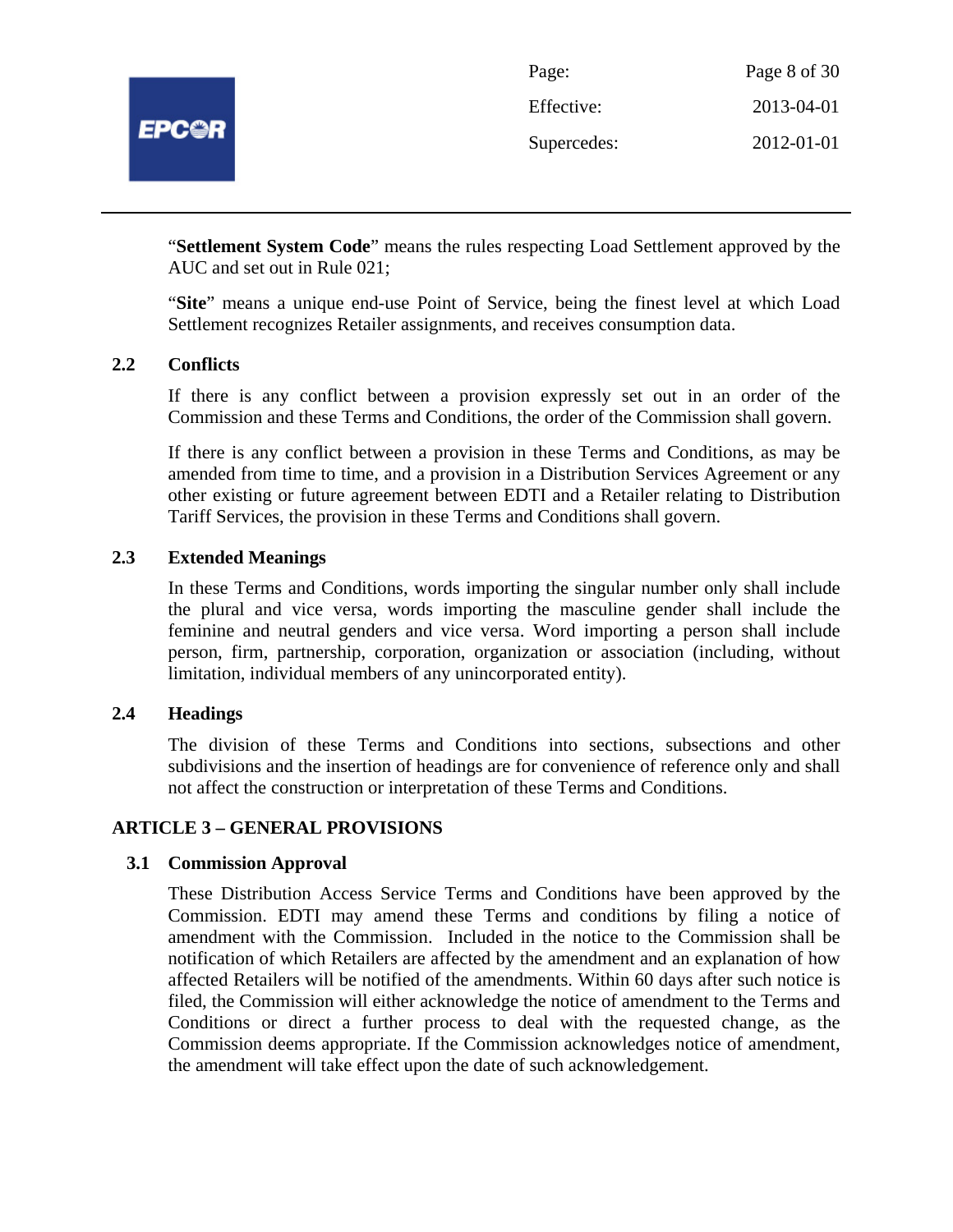"**Settlement System Code**" means the rules respecting Load Settlement approved by the AUC and set out in Rule 021;

"**Site**" means a unique end-use Point of Service, being the finest level at which Load Settlement recognizes Retailer assignments, and receives consumption data.

### 2.2 Conflicts

If there is any conflict between a provision expressly set out in an order of the Commission and these Terms and Conditions, the order of the Commission shall govern.

If there is any conflict between a provision in these Terms and Conditions, as may be amended from time to time, and a provision in a Distribution Services Agreement or any other existing or future agreement between EDTI and a Retailer relating to Distribution Tariff Services, the provision in these Terms and Conditions shall govern.

### 2.3 Extended Meanings

In these Terms and Conditions, words importing the singular number only shall include the plural and vice versa, words importing the masculine gender shall include the feminine and neutral genders and vice versa. Word importing a person shall include person, firm, partnership, corporation, organization or association (including, without limitation, individual members of any unincorporated entity).

### 2.4 Headings

The division of these Terms and Conditions into sections, subsections and other subdivisions and the insertion of headings are for convenience of reference only and shall not affect the construction or interpretation of these Terms and Conditions.

## ARTICLE 3 – GENERAL PROVISIONS

### 3.1 Commission Approval

These Distribution Access Service Terms and Conditions have been approved by the Commission. EDTI may amend these Terms and conditions by filing a notice of amendment with the Commission. Included in the notice to the Commission shall be notification of which Retailers are affected by the amendment and an explanation of how affected Retailers will be notified of the amendments. Within 60 days after such notice is filed, the Commission will either acknowledge the notice of amendment to the Terms and Conditions or direct a further process to deal with the requested change, as the Commission deems appropriate. If the Commission acknowledges notice of amendment, the amendment will take effect upon the date of such acknowledgement.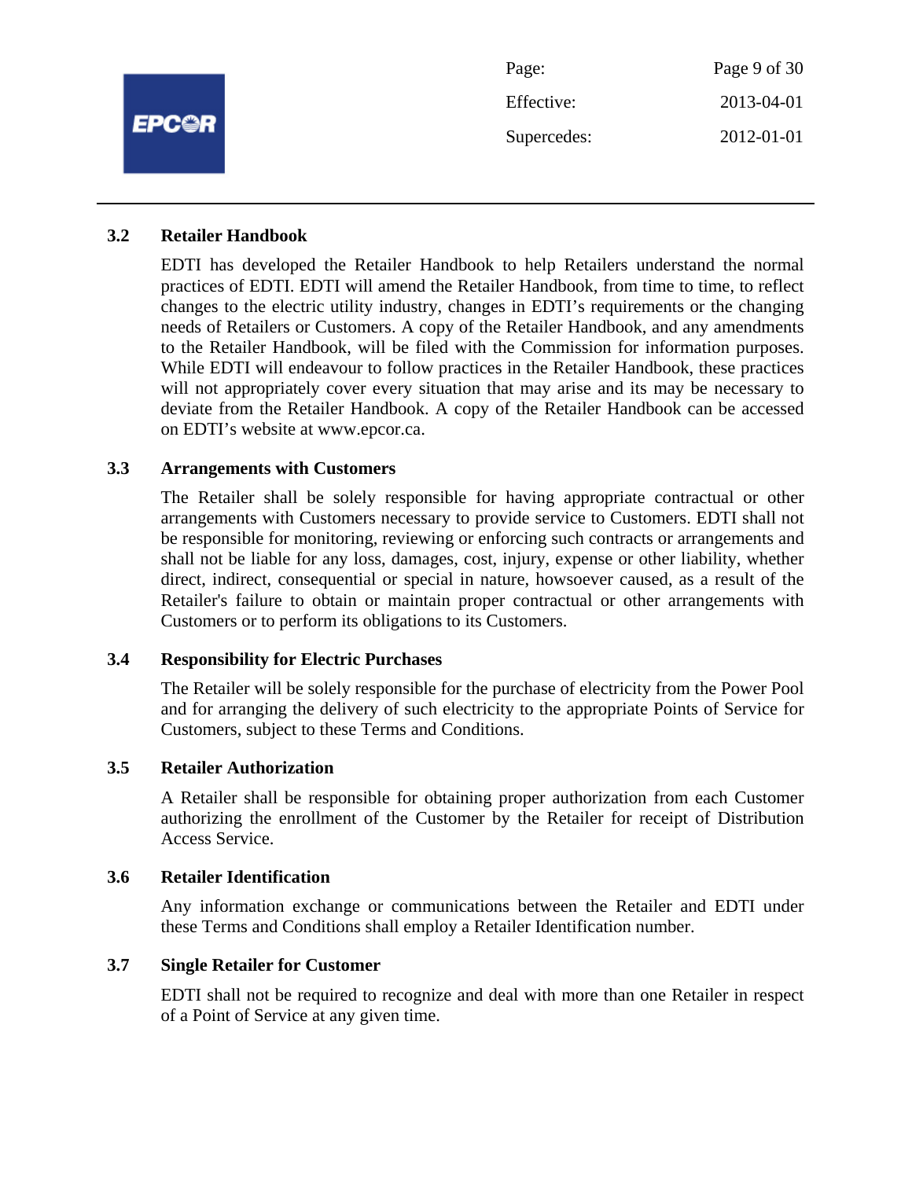### 3.2 Retailer Handbook

EDTI has developed the Retailer Handbook to help Retailers understand the normal practices of EDTI. EDTI will amend the Retailer Handbook, from time to time, to reflect changes to the electric utility industry, changes in EDTI's requirements or the changing needs of Retailers or Customers. A copy of the Retailer Handbook, and any amendments to the Retailer Handbook, will be filed with the Commission for information purposes. While EDTI will endeavour to follow practices in the Retailer Handbook, these practices will not appropriately cover every situation that may arise and its may be necessary to deviate from the Retailer Handbook. A copy of the Retailer Handbook can be accessed on EDTI's website at www.epcor.ca.

### 3.3 Arrangements with Customers

The Retailer shall be solely responsible for having appropriate contractual or other arrangements with Customers necessary to provide service to Customers. EDTI shall not be responsible for monitoring, reviewing or enforcing such contracts or arrangements and shall not be liable for any loss, damages, cost, injury, expense or other liability, whether direct, indirect, consequential or special in nature, howsoever caused, as a result of the Retailer's failure to obtain or maintain proper contractual or other arrangements with Customers or to perform its obligations to its Customers.

### 3.4 Responsibility for Electric Purchases

The Retailer will be solely responsible for the purchase of electricity from the Power Pool and for arranging the delivery of such electricity to the appropriate Points of Service for Customers, subject to these Terms and Conditions.

### 3.5 Retailer Authorization

A Retailer shall be responsible for obtaining proper authorization from each Customer authorizing the enrollment of the Customer by the Retailer for receipt of Distribution Access Service.

### 3.6 Retailer Identification

Any information exchange or communications between the Retailer and EDTI under these Terms and Conditions shall employ a Retailer Identification number.

### 3.7 Single Retailer for Customer

EDTI shall not be required to recognize and deal with more than one Retailer in respect of a Point of Service at any given time.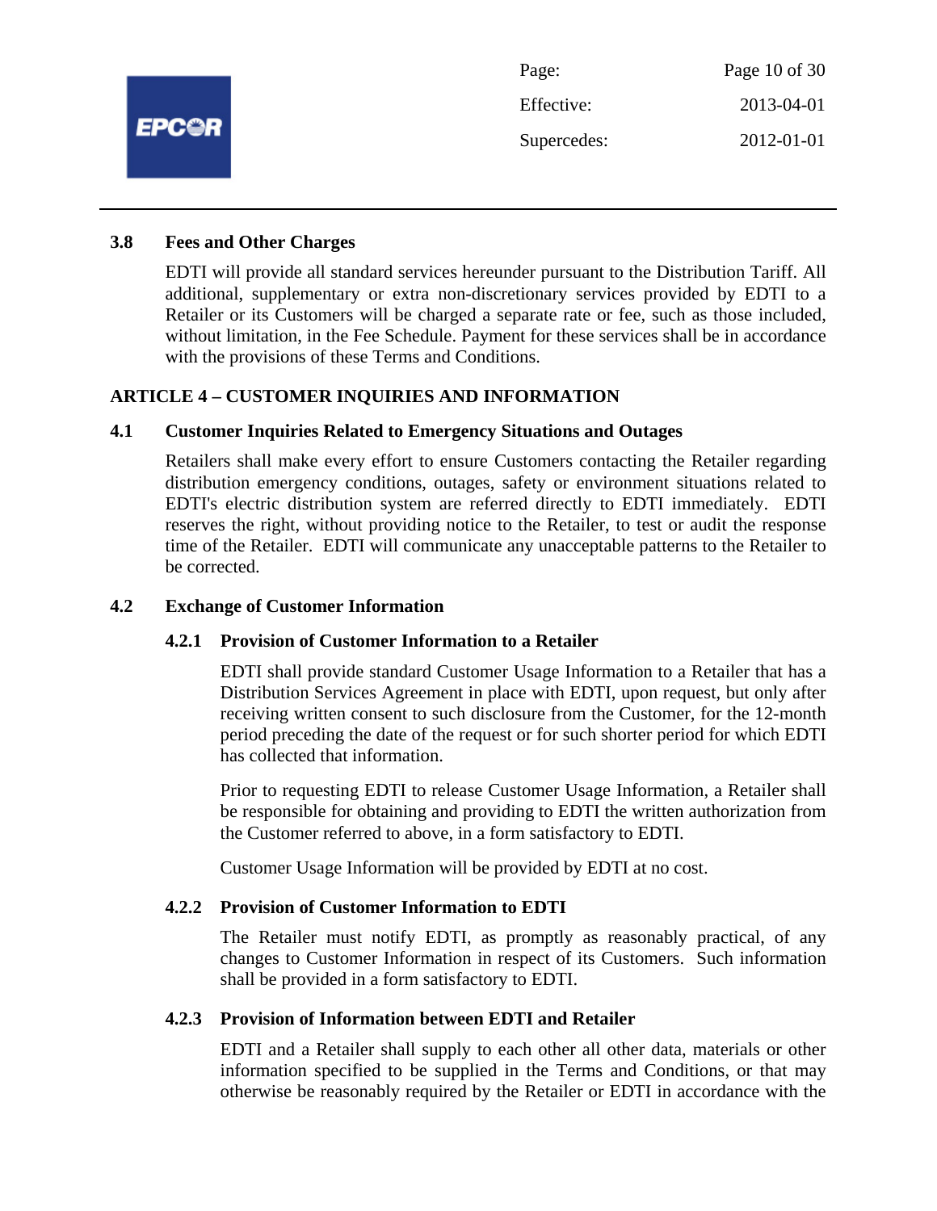### 3.8 Fees and Other Charges

EDTI will provide all standard services hereunder pursuant to the Distribution Tariff. All additional, supplementary or extra non-discretionary services provided by EDTI to a Retailer or its Customers will be charged a separate rate or fee, such as those included, without limitation, in the Fee Schedule. Payment for these services shall be in accordance with the provisions of these Terms and Conditions.

## ARTICLE 4 – CUSTOMER INQUIRIES AND INFORMATION

### 4.1 Customer Inquiries Related to Emergency Situations and Outages

Retailers shall make every effort to ensure Customers contacting the Retailer regarding distribution emergency conditions, outages, safety or environment situations related to EDTI's electric distribution system are referred directly to EDTI immediately. EDTI reserves the right, without providing notice to the Retailer, to test or audit the response time of the Retailer. EDTI will communicate any unacceptable patterns to the Retailer to be corrected.

### 4.2 Exchange of Customer Information

#### 4.2.1 Provision of Customer Information to a Retailer

EDTI shall provide standard Customer Usage Information to a Retailer that has a Distribution Services Agreement in place with EDTI, upon request, but only after receiving written consent to such disclosure from the Customer, for the 12-month period preceding the date of the request or for such shorter period for which EDTI has collected that information.

Prior to requesting EDTI to release Customer Usage Information, a Retailer shall be responsible for obtaining and providing to EDTI the written authorization from the Customer referred to above, in a form satisfactory to EDTI.

Customer Usage Information will be provided by EDTI at no cost.

#### 4.2.2 Provision of Customer Information to EDTI

The Retailer must notify EDTI, as promptly as reasonably practical, of any changes to Customer Information in respect of its Customers. Such information shall be provided in a form satisfactory to EDTI.

#### 4.2.3 Provision of Information between EDTI and Retailer

EDTI and a Retailer shall supply to each other all other data, materials or other information specified to be supplied in the Terms and Conditions, or that may otherwise be reasonably required by the Retailer or EDTI in accordance with the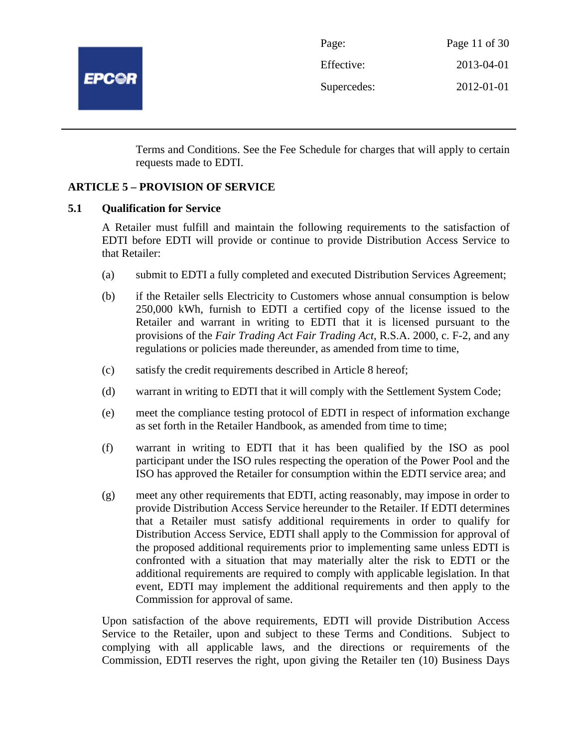Terms and Conditions. See the Fee Schedule for charges that will apply to certain requests made to EDTI.

## ARTICLE 5 – PROVISION OF SERVICE

### 5.1 Qualification for Service

A Retailer must fulfill and maintain the following requirements to the satisfaction of EDTI before EDTI will provide or continue to provide Distribution Access Service to that Retailer:

(a) submit to EDTI a fully completed and executed Distribution Services Agreement;

(b) if the Retailer sells Electricity to Customers whose annual consumption is below 250,000 kWh, furnish to EDTI a certified copy of the license issued to the Retailer and warrant in writing to EDTI that it is licensed pursuant to the provisions of the *Fair Trading Act Fair Trading Act*, R.S.A. 2000, c. F-2, and any regulations or policies made thereunder, as amended from time to time,

(c) satisfy the credit requirements described in Article 8 hereof;

(d) warrant in writing to EDTI that it will comply with the Settlement System Code;

(e) meet the compliance testing protocol of EDTI in respect of information exchange as set forth in the Retailer Handbook, as amended from time to time;

(f) warrant in writing to EDTI that it has been qualified by the ISO as pool participant under the ISO rules respecting the operation of the Power Pool and the ISO has approved the Retailer for consumption within the EDTI service area; and

(g) meet any other requirements that EDTI, acting reasonably, may impose in order to provide Distribution Access Service hereunder to the Retailer. If EDTI determines that a Retailer must satisfy additional requirements in order to qualify for Distribution Access Service, EDTI shall apply to the Commission for approval of the proposed additional requirements prior to implementing same unless EDTI is confronted with a situation that may materially alter the risk to EDTI or the additional requirements are required to comply with applicable legislation. In that event, EDTI may implement the additional requirements and then apply to the Commission for approval of same.

Upon satisfaction of the above requirements, EDTI will provide Distribution Access Service to the Retailer, upon and subject to these Terms and Conditions. Subject to complying with all applicable laws, and the directions or requirements of the Commission, EDTI reserves the right, upon giving the Retailer ten (10) Business Days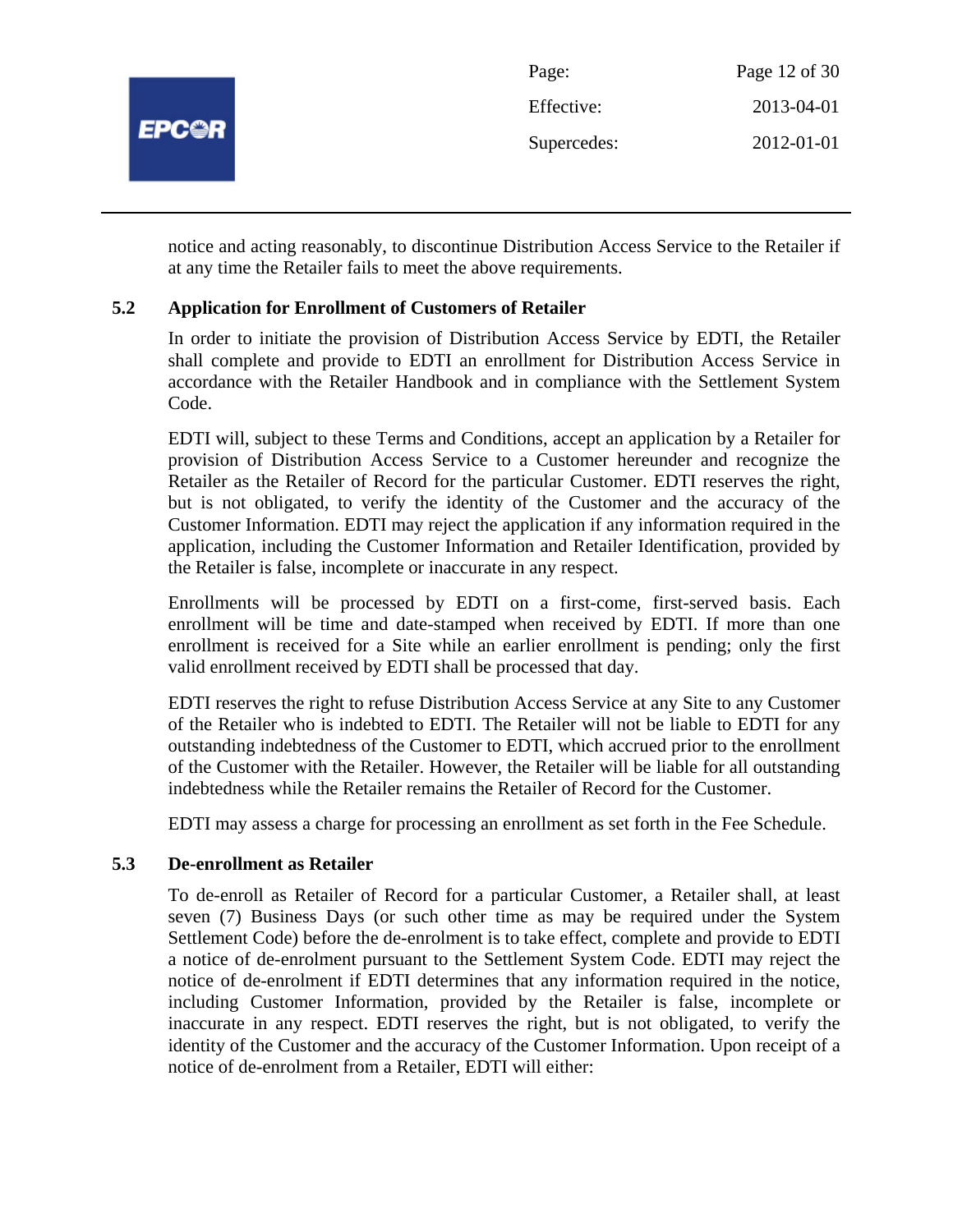notice and acting reasonably, to discontinue Distribution Access Service to the Retailer if at any time the Retailer fails to meet the above requirements.

### 5.2 Application for Enrollment of Customers of Retailer

In order to initiate the provision of Distribution Access Service by EDTI, the Retailer shall complete and provide to EDTI an enrollment for Distribution Access Service in accordance with the Retailer Handbook and in compliance with the Settlement System Code.

EDTI will, subject to these Terms and Conditions, accept an application by a Retailer for provision of Distribution Access Service to a Customer hereunder and recognize the Retailer as the Retailer of Record for the particular Customer. EDTI reserves the right, but is not obligated, to verify the identity of the Customer and the accuracy of the Customer Information. EDTI may reject the application if any information required in the application, including the Customer Information and Retailer Identification, provided by the Retailer is false, incomplete or inaccurate in any respect.

Enrollments will be processed by EDTI on a first-come, first-served basis. Each enrollment will be time and date-stamped when received by EDTI. If more than one enrollment is received for a Site while an earlier enrollment is pending; only the first valid enrollment received by EDTI shall be processed that day.

EDTI reserves the right to refuse Distribution Access Service at any Site to any Customer of the Retailer who is indebted to EDTI. The Retailer will not be liable to EDTI for any outstanding indebtedness of the Customer to EDTI, which accrued prior to the enrollment of the Customer with the Retailer. However, the Retailer will be liable for all outstanding indebtedness while the Retailer remains the Retailer of Record for the Customer.

EDTI may assess a charge for processing an enrollment as set forth in the Fee Schedule.

### 5.3 De-enrollment as Retailer

To de-enroll as Retailer of Record for a particular Customer, a Retailer shall, at least seven (7) Business Days (or such other time as may be required under the System Settlement Code) before the de-enrolment is to take effect, complete and provide to EDTI a notice of de-enrolment pursuant to the Settlement System Code. EDTI may reject the notice of de-enrolment if EDTI determines that any information required in the notice, including Customer Information, provided by the Retailer is false, incomplete or inaccurate in any respect. EDTI reserves the right, but is not obligated, to verify the identity of the Customer and the accuracy of the Customer Information. Upon receipt of a notice of de-enrolment from a Retailer, EDTI will either: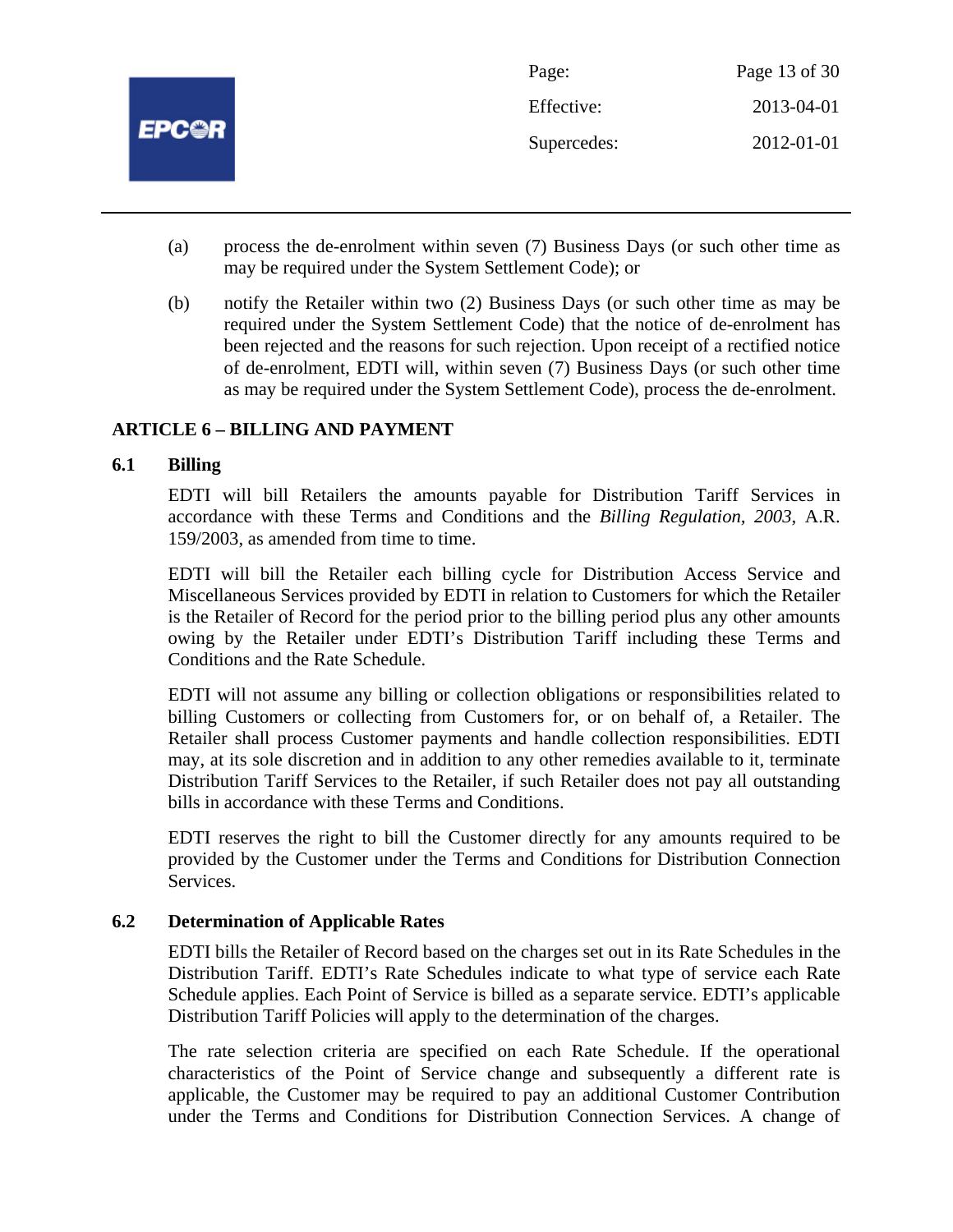(a) process the de-enrolment within seven (7) Business Days (or such other time as may be required under the System Settlement Code); or

(b) notify the Retailer within two (2) Business Days (or such other time as may be required under the System Settlement Code) that the notice of de-enrolment has been rejected and the reasons for such rejection. Upon receipt of a rectified notice of de-enrolment, EDTI will, within seven (7) Business Days (or such other time as may be required under the System Settlement Code), process the de-enrolment.

## ARTICLE 6 – BILLING AND PAYMENT

### 6.1 Billing

EDTI will bill Retailers the amounts payable for Distribution Tariff Services in accordance with these Terms and Conditions and the *Billing Regulation, 2003,* A.R. 159/2003, as amended from time to time.

EDTI will bill the Retailer each billing cycle for Distribution Access Service and Miscellaneous Services provided by EDTI in relation to Customers for which the Retailer is the Retailer of Record for the period prior to the billing period plus any other amounts owing by the Retailer under EDTI's Distribution Tariff including these Terms and Conditions and the Rate Schedule.

EDTI will not assume any billing or collection obligations or responsibilities related to billing Customers or collecting from Customers for, or on behalf of, a Retailer. The Retailer shall process Customer payments and handle collection responsibilities. EDTI may, at its sole discretion and in addition to any other remedies available to it, terminate Distribution Tariff Services to the Retailer, if such Retailer does not pay all outstanding bills in accordance with these Terms and Conditions.

EDTI reserves the right to bill the Customer directly for any amounts required to be provided by the Customer under the Terms and Conditions for Distribution Connection Services.

### 6.2 Determination of Applicable Rates

EDTI bills the Retailer of Record based on the charges set out in its Rate Schedules in the Distribution Tariff. EDTI's Rate Schedules indicate to what type of service each Rate Schedule applies. Each Point of Service is billed as a separate service. EDTI's applicable Distribution Tariff Policies will apply to the determination of the charges.

The rate selection criteria are specified on each Rate Schedule. If the operational characteristics of the Point of Service change and subsequently a different rate is applicable, the Customer may be required to pay an additional Customer Contribution under the Terms and Conditions for Distribution Connection Services. A change of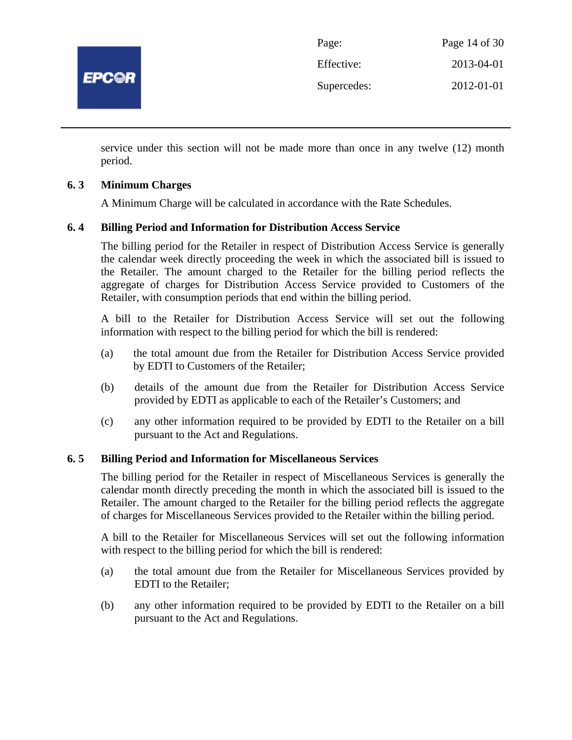service under this section will not be made more than once in any twelve (12) month period.

### 6. 3 Minimum Charges

A Minimum Charge will be calculated in accordance with the Rate Schedules.

### 6. 4 Billing Period and Information for Distribution Access Service

The billing period for the Retailer in respect of Distribution Access Service is generally the calendar week directly proceeding the week in which the associated bill is issued to the Retailer. The amount charged to the Retailer for the billing period reflects the aggregate of charges for Distribution Access Service provided to Customers of the Retailer, with consumption periods that end within the billing period.

A bill to the Retailer for Distribution Access Service will set out the following information with respect to the billing period for which the bill is rendered:

(a) the total amount due from the Retailer for Distribution Access Service provided by EDTI to Customers of the Retailer;

(b) details of the amount due from the Retailer for Distribution Access Service provided by EDTI as applicable to each of the Retailer's Customers; and

(c) any other information required to be provided by EDTI to the Retailer on a bill pursuant to the Act and Regulations.

### 6. 5 Billing Period and Information for Miscellaneous Services

The billing period for the Retailer in respect of Miscellaneous Services is generally the calendar month directly preceding the month in which the associated bill is issued to the Retailer. The amount charged to the Retailer for the billing period reflects the aggregate of charges for Miscellaneous Services provided to the Retailer within the billing period.

A bill to the Retailer for Miscellaneous Services will set out the following information with respect to the billing period for which the bill is rendered:

(a) the total amount due from the Retailer for Miscellaneous Services provided by EDTI to the Retailer;

(b) any other information required to be provided by EDTI to the Retailer on a bill pursuant to the Act and Regulations.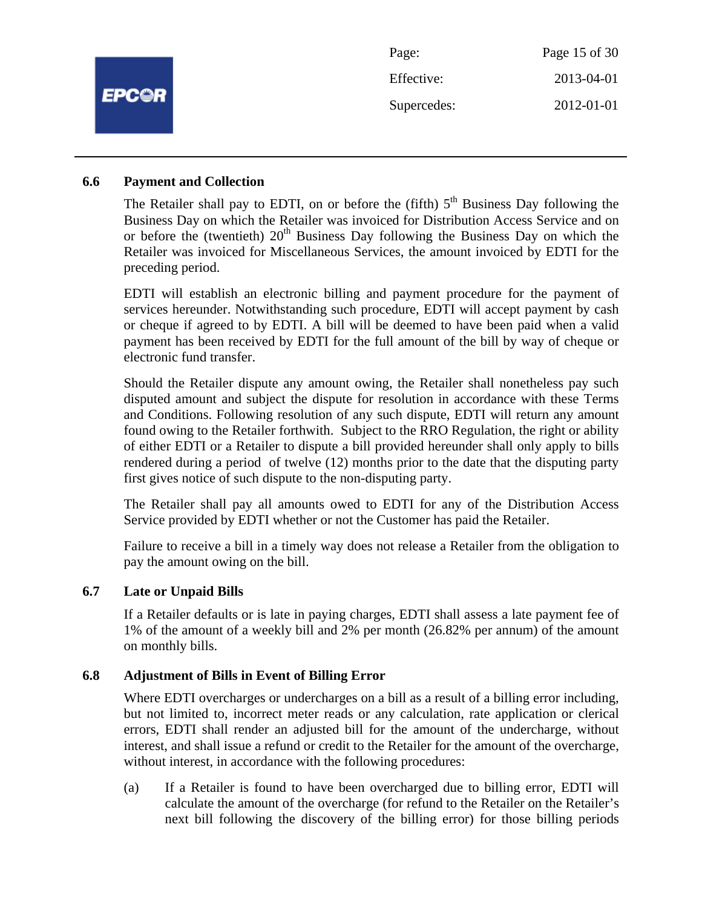### 6.6 Payment and Collection

The Retailer shall pay to EDTI, on or before the (fifth) 5th Business Day following the Business Day on which the Retailer was invoiced for Distribution Access Service and on or before the (twentieth) 20th Business Day following the Business Day on which the Retailer was invoiced for Miscellaneous Services, the amount invoiced by EDTI for the preceding period.

EDTI will establish an electronic billing and payment procedure for the payment of services hereunder. Notwithstanding such procedure, EDTI will accept payment by cash or cheque if agreed to by EDTI. A bill will be deemed to have been paid when a valid payment has been received by EDTI for the full amount of the bill by way of cheque or electronic fund transfer.

Should the Retailer dispute any amount owing, the Retailer shall nonetheless pay such disputed amount and subject the dispute for resolution in accordance with these Terms and Conditions. Following resolution of any such dispute, EDTI will return any amount found owing to the Retailer forthwith. Subject to the RRO Regulation, the right or ability of either EDTI or a Retailer to dispute a bill provided hereunder shall only apply to bills rendered during a period of twelve (12) months prior to the date that the disputing party first gives notice of such dispute to the non-disputing party.

The Retailer shall pay all amounts owed to EDTI for any of the Distribution Access Service provided by EDTI whether or not the Customer has paid the Retailer.

Failure to receive a bill in a timely way does not release a Retailer from the obligation to pay the amount owing on the bill.

### 6.7 Late or Unpaid Bills

If a Retailer defaults or is late in paying charges, EDTI shall assess a late payment fee of 1% of the amount of a weekly bill and 2% per month (26.82% per annum) of the amount on monthly bills.

### 6.8 Adjustment of Bills in Event of Billing Error

Where EDTI overcharges or undercharges on a bill as a result of a billing error including, but not limited to, incorrect meter reads or any calculation, rate application or clerical errors, EDTI shall render an adjusted bill for the amount of the undercharge, without interest, and shall issue a refund or credit to the Retailer for the amount of the overcharge, without interest, in accordance with the following procedures:

(a) If a Retailer is found to have been overcharged due to billing error, EDTI will calculate the amount of the overcharge (for refund to the Retailer on the Retailer's next bill following the discovery of the billing error) for those billing periods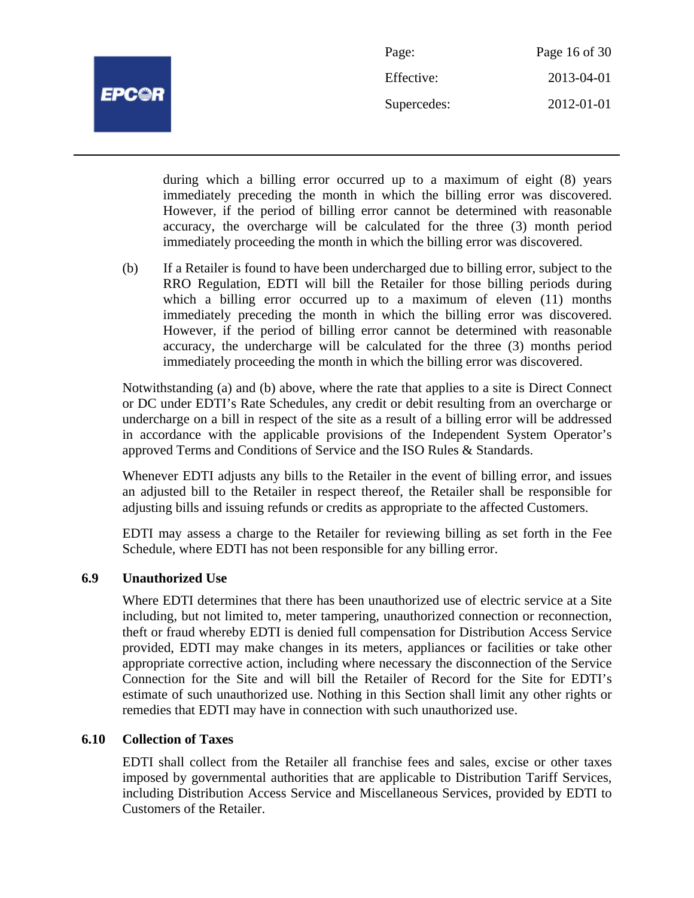during which a billing error occurred up to a maximum of eight (8) years immediately preceding the month in which the billing error was discovered. However, if the period of billing error cannot be determined with reasonable accuracy, the overcharge will be calculated for the three (3) month period immediately proceeding the month in which the billing error was discovered.

(b) If a Retailer is found to have been undercharged due to billing error, subject to the RRO Regulation, EDTI will bill the Retailer for those billing periods during which a billing error occurred up to a maximum of eleven (11) months immediately preceding the month in which the billing error was discovered. However, if the period of billing error cannot be determined with reasonable accuracy, the undercharge will be calculated for the three (3) months period immediately proceeding the month in which the billing error was discovered.

Notwithstanding (a) and (b) above, where the rate that applies to a site is Direct Connect or DC under EDTI's Rate Schedules, any credit or debit resulting from an overcharge or undercharge on a bill in respect of the site as a result of a billing error will be addressed in accordance with the applicable provisions of the Independent System Operator's approved Terms and Conditions of Service and the ISO Rules & Standards.

Whenever EDTI adjusts any bills to the Retailer in the event of billing error, and issues an adjusted bill to the Retailer in respect thereof, the Retailer shall be responsible for adjusting bills and issuing refunds or credits as appropriate to the affected Customers.

EDTI may assess a charge to the Retailer for reviewing billing as set forth in the Fee Schedule, where EDTI has not been responsible for any billing error.

## 6.9 Unauthorized Use

Where EDTI determines that there has been unauthorized use of electric service at a Site including, but not limited to, meter tampering, unauthorized connection or reconnection, theft or fraud whereby EDTI is denied full compensation for Distribution Access Service provided, EDTI may make changes in its meters, appliances or facilities or take other appropriate corrective action, including where necessary the disconnection of the Service Connection for the Site and will bill the Retailer of Record for the Site for EDTI's estimate of such unauthorized use. Nothing in this Section shall limit any other rights or remedies that EDTI may have in connection with such unauthorized use.

## 6.10 Collection of Taxes

EDTI shall collect from the Retailer all franchise fees and sales, excise or other taxes imposed by governmental authorities that are applicable to Distribution Tariff Services, including Distribution Access Service and Miscellaneous Services, provided by EDTI to Customers of the Retailer.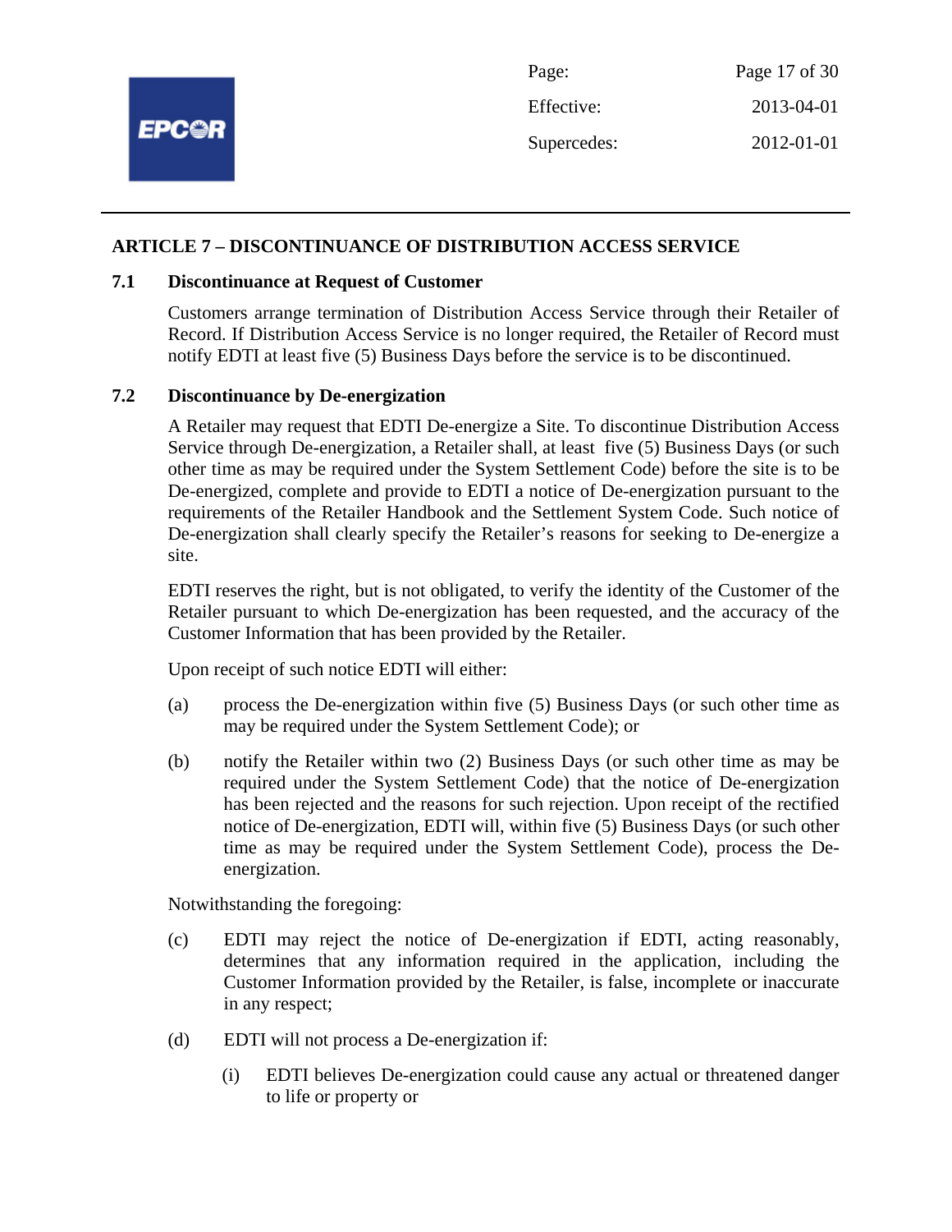## ARTICLE 7 – DISCONTINUANCE OF DISTRIBUTION ACCESS SERVICE

### 7.1 Discontinuance at Request of Customer

Customers arrange termination of Distribution Access Service through their Retailer of Record. If Distribution Access Service is no longer required, the Retailer of Record must notify EDTI at least five (5) Business Days before the service is to be discontinued.

### 7.2 Discontinuance by De-energization

A Retailer may request that EDTI De-energize a Site. To discontinue Distribution Access Service through De-energization, a Retailer shall, at least five (5) Business Days (or such other time as may be required under the System Settlement Code) before the site is to be De-energized, complete and provide to EDTI a notice of De-energization pursuant to the requirements of the Retailer Handbook and the Settlement System Code. Such notice of De-energization shall clearly specify the Retailer's reasons for seeking to De-energize a site.

EDTI reserves the right, but is not obligated, to verify the identity of the Customer of the Retailer pursuant to which De-energization has been requested, and the accuracy of the Customer Information that has been provided by the Retailer.

Upon receipt of such notice EDTI will either:

(a) process the De-energization within five (5) Business Days (or such other time as may be required under the System Settlement Code); or

(b) notify the Retailer within two (2) Business Days (or such other time as may be required under the System Settlement Code) that the notice of De-energization has been rejected and the reasons for such rejection. Upon receipt of the rectified notice of De-energization, EDTI will, within five (5) Business Days (or such other time as may be required under the System Settlement Code), process the De-energization.

Notwithstanding the foregoing:

(c) EDTI may reject the notice of De-energization if EDTI, acting reasonably, determines that any information required in the application, including the Customer Information provided by the Retailer, is false, incomplete or inaccurate in any respect;

(d) EDTI will not process a De-energization if:

   (i) EDTI believes De-energization could cause any actual or threatened danger to life or property or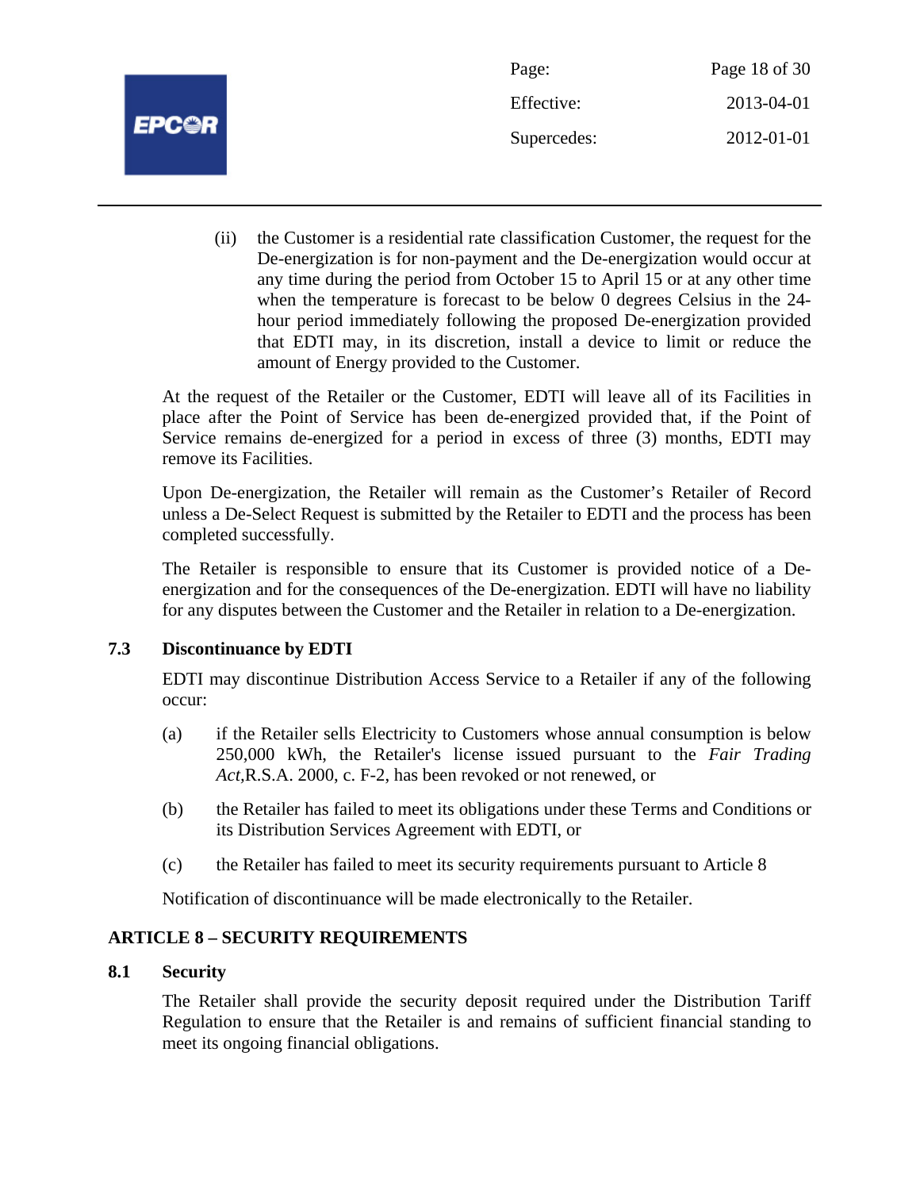(ii) the Customer is a residential rate classification Customer, the request for the De-energization is for non-payment and the De-energization would occur at any time during the period from October 15 to April 15 or at any other time when the temperature is forecast to be below 0 degrees Celsius in the 24-hour period immediately following the proposed De-energization provided that EDTI may, in its discretion, install a device to limit or reduce the amount of Energy provided to the Customer.

At the request of the Retailer or the Customer, EDTI will leave all of its Facilities in place after the Point of Service has been de-energized provided that, if the Point of Service remains de-energized for a period in excess of three (3) months, EDTI may remove its Facilities.

Upon De-energization, the Retailer will remain as the Customer's Retailer of Record unless a De-Select Request is submitted by the Retailer to EDTI and the process has been completed successfully.

The Retailer is responsible to ensure that its Customer is provided notice of a De-energization and for the consequences of the De-energization. EDTI will have no liability for any disputes between the Customer and the Retailer in relation to a De-energization.

### 7.3 Discontinuance by EDTI

EDTI may discontinue Distribution Access Service to a Retailer if any of the following occur:

(a) if the Retailer sells Electricity to Customers whose annual consumption is below 250,000 kWh, the Retailer's license issued pursuant to the *Fair Trading Act*,R.S.A. 2000, c. F-2, has been revoked or not renewed, or

(b) the Retailer has failed to meet its obligations under these Terms and Conditions or its Distribution Services Agreement with EDTI, or

(c) the Retailer has failed to meet its security requirements pursuant to Article 8

Notification of discontinuance will be made electronically to the Retailer.

## ARTICLE 8 – SECURITY REQUIREMENTS

### 8.1 Security

The Retailer shall provide the security deposit required under the Distribution Tariff Regulation to ensure that the Retailer is and remains of sufficient financial standing to meet its ongoing financial obligations.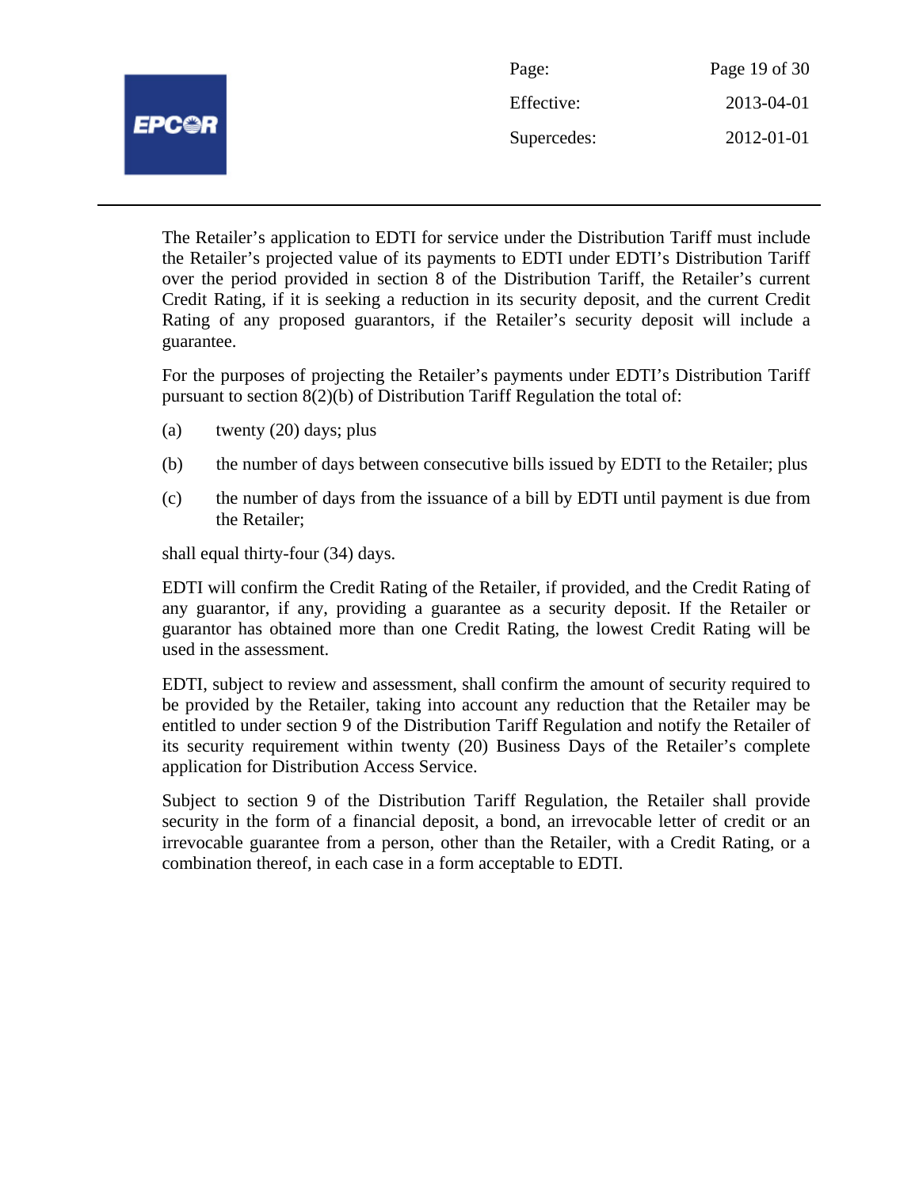The Retailer's application to EDTI for service under the Distribution Tariff must include the Retailer's projected value of its payments to EDTI under EDTI's Distribution Tariff over the period provided in section 8 of the Distribution Tariff, the Retailer's current Credit Rating, if it is seeking a reduction in its security deposit, and the current Credit Rating of any proposed guarantors, if the Retailer's security deposit will include a guarantee.

For the purposes of projecting the Retailer's payments under EDTI's Distribution Tariff pursuant to section 8(2)(b) of Distribution Tariff Regulation the total of:

(a) twenty (20) days; plus

(b) the number of days between consecutive bills issued by EDTI to the Retailer; plus

(c) the number of days from the issuance of a bill by EDTI until payment is due from the Retailer;

shall equal thirty-four (34) days.

EDTI will confirm the Credit Rating of the Retailer, if provided, and the Credit Rating of any guarantor, if any, providing a guarantee as a security deposit. If the Retailer or guarantor has obtained more than one Credit Rating, the lowest Credit Rating will be used in the assessment.

EDTI, subject to review and assessment, shall confirm the amount of security required to be provided by the Retailer, taking into account any reduction that the Retailer may be entitled to under section 9 of the Distribution Tariff Regulation and notify the Retailer of its security requirement within twenty (20) Business Days of the Retailer's complete application for Distribution Access Service.

Subject to section 9 of the Distribution Tariff Regulation, the Retailer shall provide security in the form of a financial deposit, a bond, an irrevocable letter of credit or an irrevocable guarantee from a person, other than the Retailer, with a Credit Rating, or a combination thereof, in each case in a form acceptable to EDTI.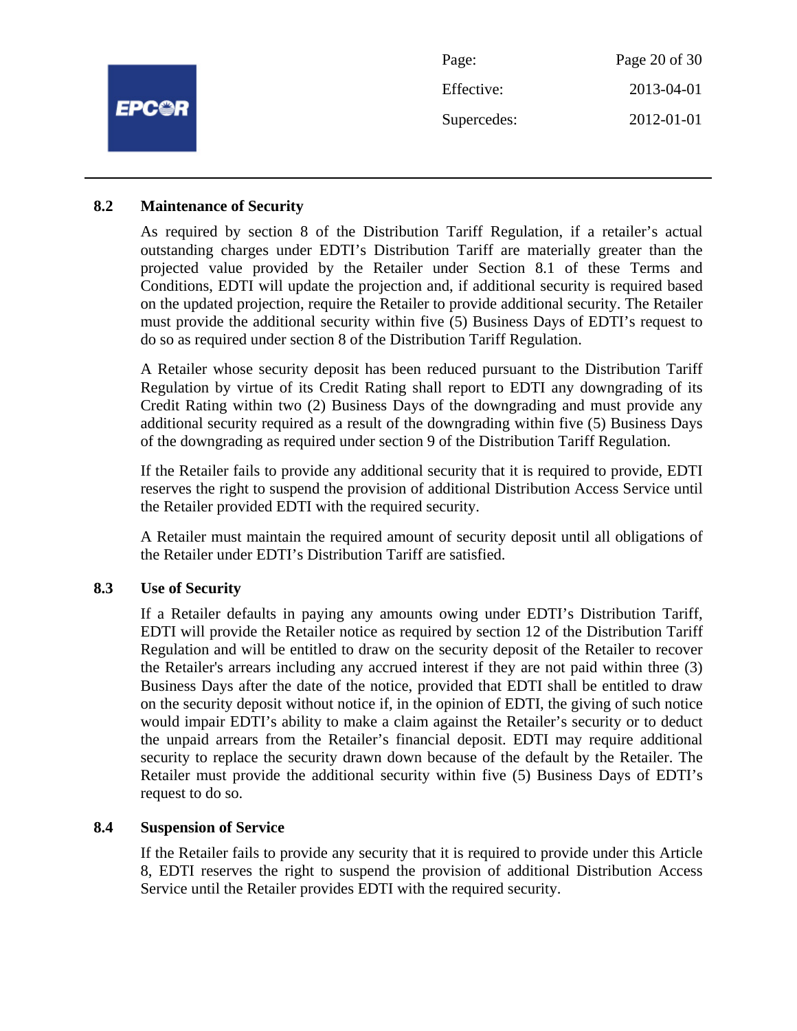### 8.2 Maintenance of Security

As required by section 8 of the Distribution Tariff Regulation, if a retailer's actual outstanding charges under EDTI's Distribution Tariff are materially greater than the projected value provided by the Retailer under Section 8.1 of these Terms and Conditions, EDTI will update the projection and, if additional security is required based on the updated projection, require the Retailer to provide additional security. The Retailer must provide the additional security within five (5) Business Days of EDTI's request to do so as required under section 8 of the Distribution Tariff Regulation.

A Retailer whose security deposit has been reduced pursuant to the Distribution Tariff Regulation by virtue of its Credit Rating shall report to EDTI any downgrading of its Credit Rating within two (2) Business Days of the downgrading and must provide any additional security required as a result of the downgrading within five (5) Business Days of the downgrading as required under section 9 of the Distribution Tariff Regulation.

If the Retailer fails to provide any additional security that it is required to provide, EDTI reserves the right to suspend the provision of additional Distribution Access Service until the Retailer provided EDTI with the required security.

A Retailer must maintain the required amount of security deposit until all obligations of the Retailer under EDTI's Distribution Tariff are satisfied.

### 8.3 Use of Security

If a Retailer defaults in paying any amounts owing under EDTI's Distribution Tariff, EDTI will provide the Retailer notice as required by section 12 of the Distribution Tariff Regulation and will be entitled to draw on the security deposit of the Retailer to recover the Retailer's arrears including any accrued interest if they are not paid within three (3) Business Days after the date of the notice, provided that EDTI shall be entitled to draw on the security deposit without notice if, in the opinion of EDTI, the giving of such notice would impair EDTI's ability to make a claim against the Retailer's security or to deduct the unpaid arrears from the Retailer's financial deposit. EDTI may require additional security to replace the security drawn down because of the default by the Retailer. The Retailer must provide the additional security within five (5) Business Days of EDTI's request to do so.

### 8.4 Suspension of Service

If the Retailer fails to provide any security that it is required to provide under this Article 8, EDTI reserves the right to suspend the provision of additional Distribution Access Service until the Retailer provides EDTI with the required security.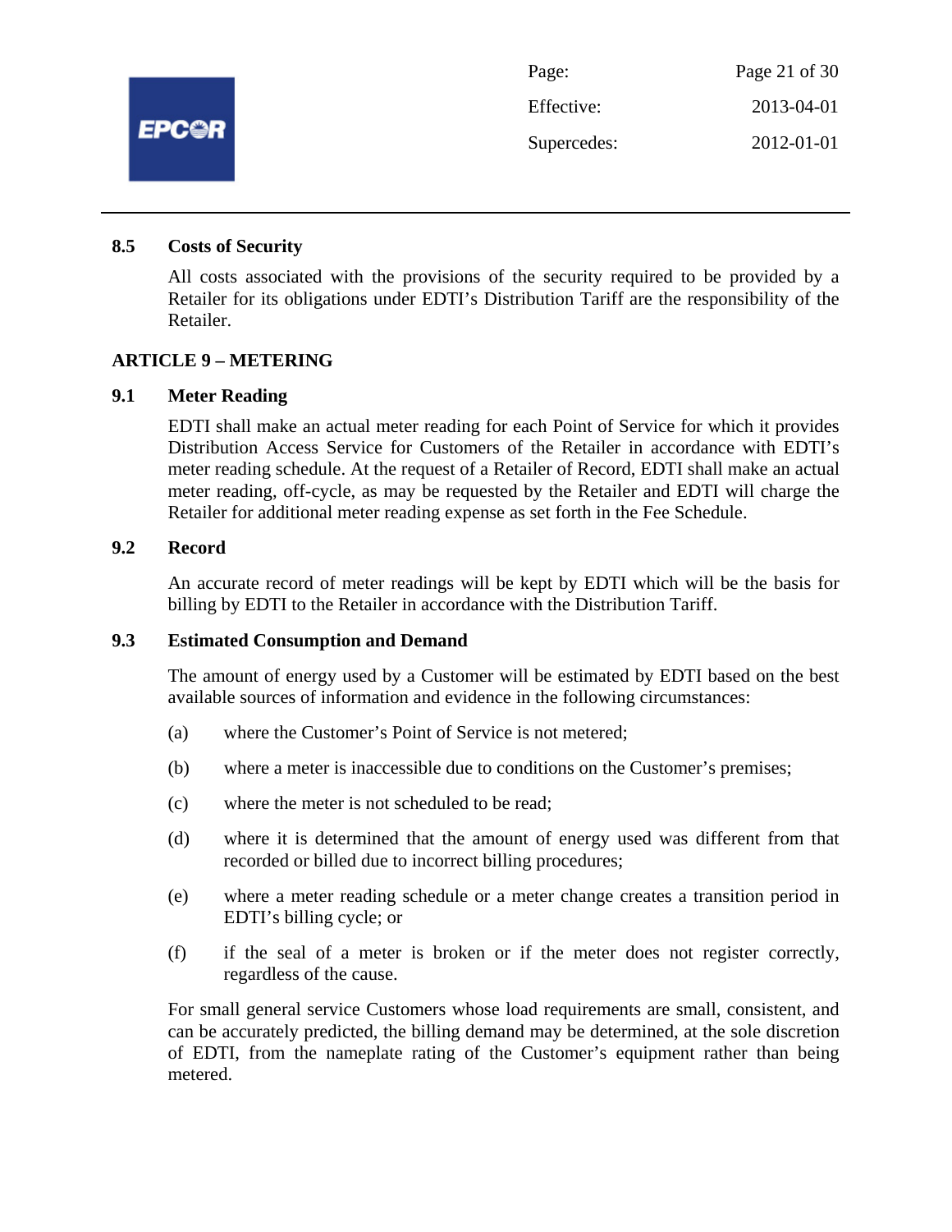### 8.5 Costs of Security

All costs associated with the provisions of the security required to be provided by a Retailer for its obligations under EDTI's Distribution Tariff are the responsibility of the Retailer.

## ARTICLE 9 – METERING

### 9.1 Meter Reading

EDTI shall make an actual meter reading for each Point of Service for which it provides Distribution Access Service for Customers of the Retailer in accordance with EDTI's meter reading schedule. At the request of a Retailer of Record, EDTI shall make an actual meter reading, off-cycle, as may be requested by the Retailer and EDTI will charge the Retailer for additional meter reading expense as set forth in the Fee Schedule.

### 9.2 Record

An accurate record of meter readings will be kept by EDTI which will be the basis for billing by EDTI to the Retailer in accordance with the Distribution Tariff.

### 9.3 Estimated Consumption and Demand

The amount of energy used by a Customer will be estimated by EDTI based on the best available sources of information and evidence in the following circumstances:

(a) where the Customer's Point of Service is not metered;

(b) where a meter is inaccessible due to conditions on the Customer's premises;

(c) where the meter is not scheduled to be read;

(d) where it is determined that the amount of energy used was different from that recorded or billed due to incorrect billing procedures;

(e) where a meter reading schedule or a meter change creates a transition period in EDTI's billing cycle; or

(f) if the seal of a meter is broken or if the meter does not register correctly, regardless of the cause.

For small general service Customers whose load requirements are small, consistent, and can be accurately predicted, the billing demand may be determined, at the sole discretion of EDTI, from the nameplate rating of the Customer's equipment rather than being metered.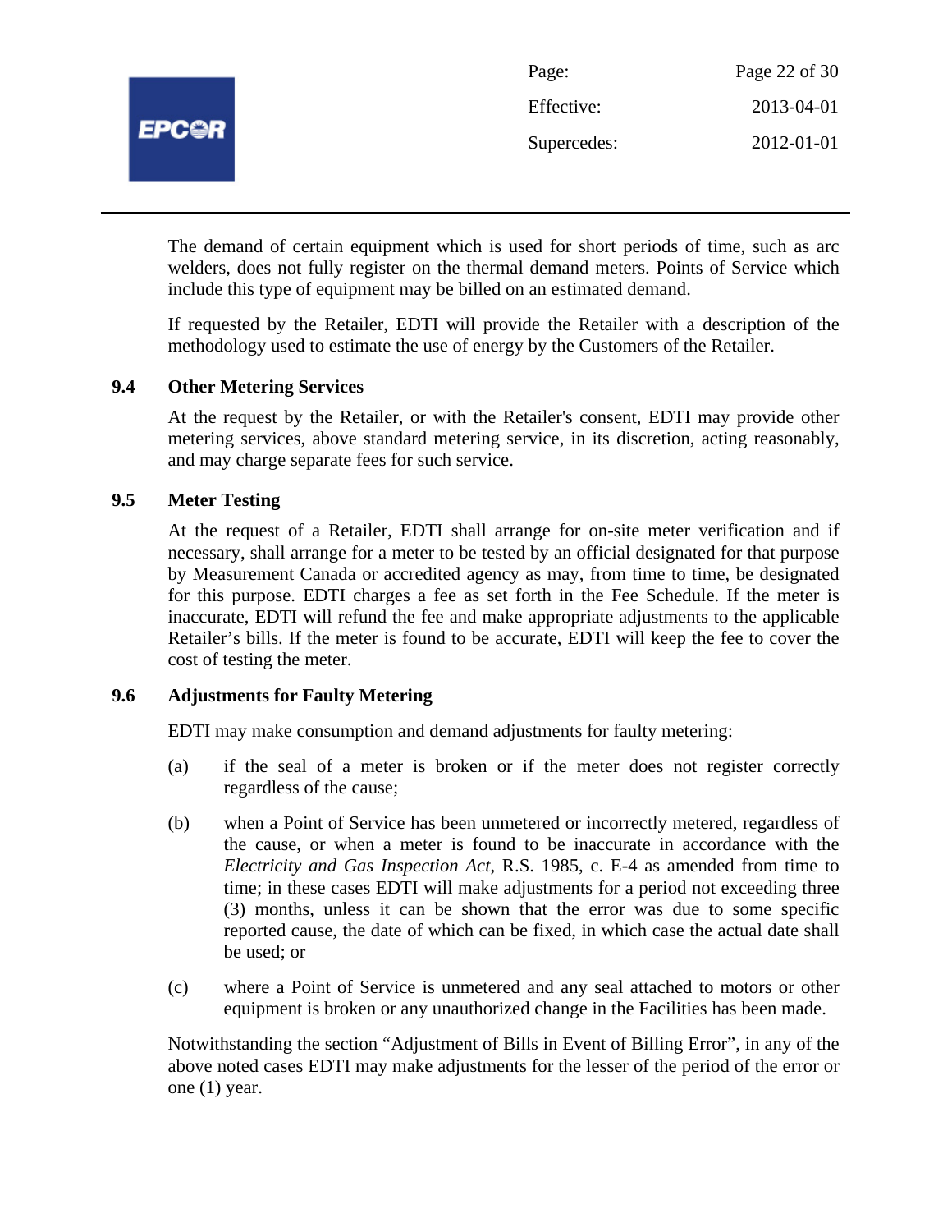The demand of certain equipment which is used for short periods of time, such as arc welders, does not fully register on the thermal demand meters. Points of Service which include this type of equipment may be billed on an estimated demand.

If requested by the Retailer, EDTI will provide the Retailer with a description of the methodology used to estimate the use of energy by the Customers of the Retailer.

### 9.4 Other Metering Services

At the request by the Retailer, or with the Retailer's consent, EDTI may provide other metering services, above standard metering service, in its discretion, acting reasonably, and may charge separate fees for such service.

### 9.5 Meter Testing

At the request of a Retailer, EDTI shall arrange for on-site meter verification and if necessary, shall arrange for a meter to be tested by an official designated for that purpose by Measurement Canada or accredited agency as may, from time to time, be designated for this purpose. EDTI charges a fee as set forth in the Fee Schedule. If the meter is inaccurate, EDTI will refund the fee and make appropriate adjustments to the applicable Retailer's bills. If the meter is found to be accurate, EDTI will keep the fee to cover the cost of testing the meter.

### 9.6 Adjustments for Faulty Metering

EDTI may make consumption and demand adjustments for faulty metering:

(a) if the seal of a meter is broken or if the meter does not register correctly regardless of the cause;

(b) when a Point of Service has been unmetered or incorrectly metered, regardless of the cause, or when a meter is found to be inaccurate in accordance with the *Electricity and Gas Inspection Act*, R.S. 1985, c. E-4 as amended from time to time; in these cases EDTI will make adjustments for a period not exceeding three (3) months, unless it can be shown that the error was due to some specific reported cause, the date of which can be fixed, in which case the actual date shall be used; or

(c) where a Point of Service is unmetered and any seal attached to motors or other equipment is broken or any unauthorized change in the Facilities has been made.

Notwithstanding the section "Adjustment of Bills in Event of Billing Error", in any of the above noted cases EDTI may make adjustments for the lesser of the period of the error or one (1) year.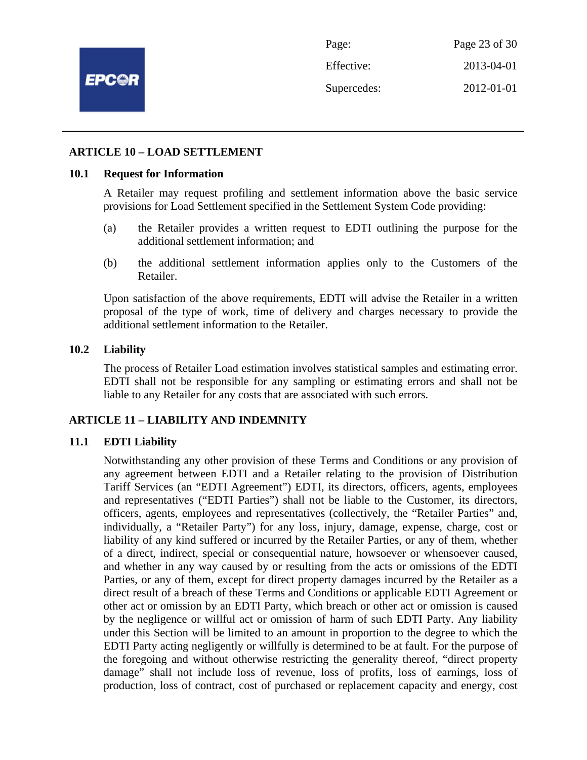## ARTICLE 10 – LOAD SETTLEMENT

### 10.1 Request for Information

A Retailer may request profiling and settlement information above the basic service provisions for Load Settlement specified in the Settlement System Code providing:

(a) the Retailer provides a written request to EDTI outlining the purpose for the additional settlement information; and

(b) the additional settlement information applies only to the Customers of the Retailer.

Upon satisfaction of the above requirements, EDTI will advise the Retailer in a written proposal of the type of work, time of delivery and charges necessary to provide the additional settlement information to the Retailer.

### 10.2 Liability

The process of Retailer Load estimation involves statistical samples and estimating error. EDTI shall not be responsible for any sampling or estimating errors and shall not be liable to any Retailer for any costs that are associated with such errors.

## ARTICLE 11 – LIABILITY AND INDEMNITY

### 11.1 EDTI Liability

Notwithstanding any other provision of these Terms and Conditions or any provision of any agreement between EDTI and a Retailer relating to the provision of Distribution Tariff Services (an "EDTI Agreement") EDTI, its directors, officers, agents, employees and representatives ("EDTI Parties") shall not be liable to the Customer, its directors, officers, agents, employees and representatives (collectively, the "Retailer Parties" and, individually, a "Retailer Party") for any loss, injury, damage, expense, charge, cost or liability of any kind suffered or incurred by the Retailer Parties, or any of them, whether of a direct, indirect, special or consequential nature, howsoever or whensoever caused, and whether in any way caused by or resulting from the acts or omissions of the EDTI Parties, or any of them, except for direct property damages incurred by the Retailer as a direct result of a breach of these Terms and Conditions or applicable EDTI Agreement or other act or omission by an EDTI Party, which breach or other act or omission is caused by the negligence or willful act or omission of harm of such EDTI Party. Any liability under this Section will be limited to an amount in proportion to the degree to which the EDTI Party acting negligently or willfully is determined to be at fault. For the purpose of the foregoing and without otherwise restricting the generality thereof, "direct property damage" shall not include loss of revenue, loss of profits, loss of earnings, loss of production, loss of contract, cost of purchased or replacement capacity and energy, cost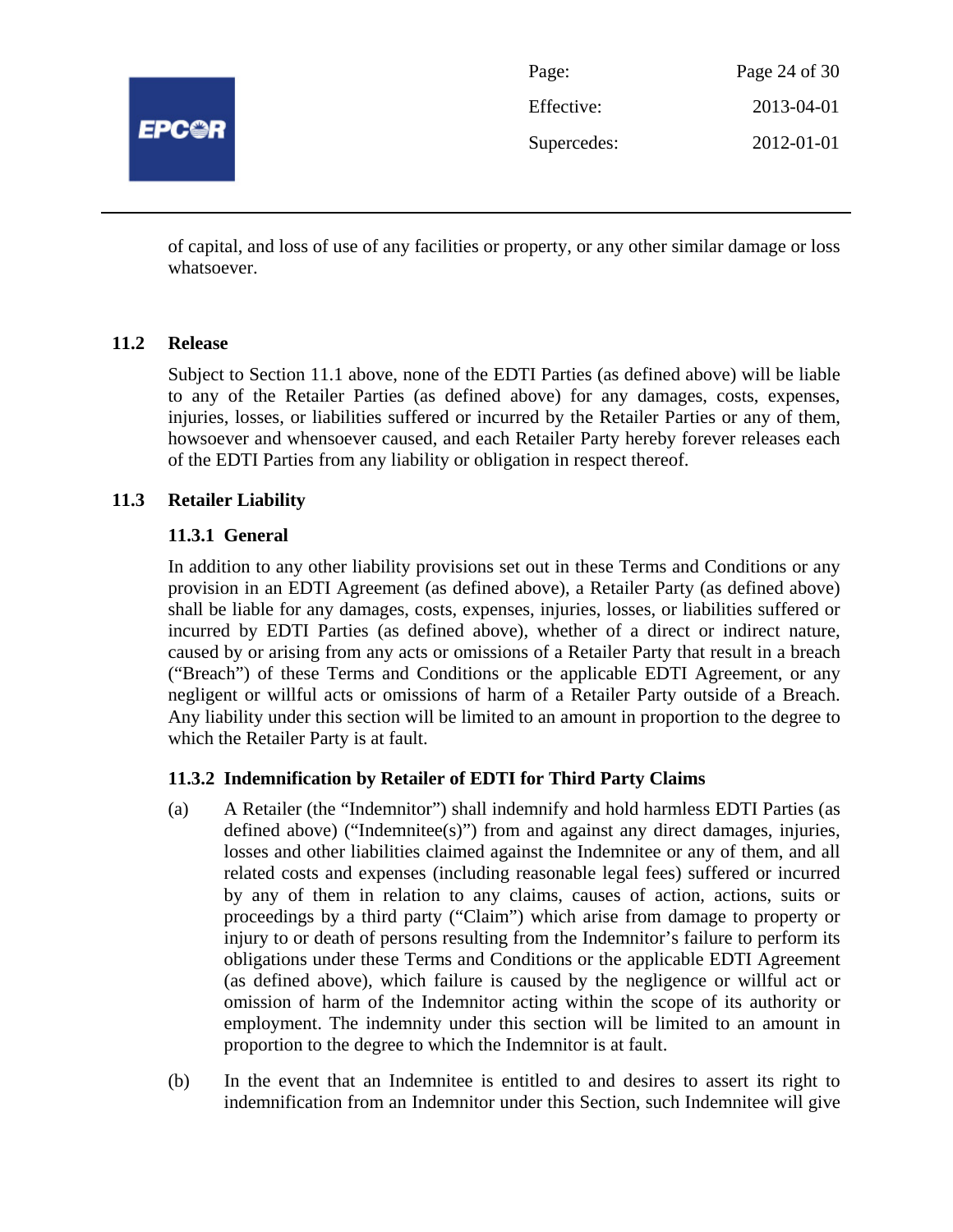of capital, and loss of use of any facilities or property, or any other similar damage or loss whatsoever.

## 11.2 Release

Subject to Section 11.1 above, none of the EDTI Parties (as defined above) will be liable to any of the Retailer Parties (as defined above) for any damages, costs, expenses, injuries, losses, or liabilities suffered or incurred by the Retailer Parties or any of them, howsoever and whensoever caused, and each Retailer Party hereby forever releases each of the EDTI Parties from any liability or obligation in respect thereof.

## 11.3 Retailer Liability

### 11.3.1 General

In addition to any other liability provisions set out in these Terms and Conditions or any provision in an EDTI Agreement (as defined above), a Retailer Party (as defined above) shall be liable for any damages, costs, expenses, injuries, losses, or liabilities suffered or incurred by EDTI Parties (as defined above), whether of a direct or indirect nature, caused by or arising from any acts or omissions of a Retailer Party that result in a breach ("Breach") of these Terms and Conditions or the applicable EDTI Agreement, or any negligent or willful acts or omissions of harm of a Retailer Party outside of a Breach. Any liability under this section will be limited to an amount in proportion to the degree to which the Retailer Party is at fault.

### 11.3.2 Indemnification by Retailer of EDTI for Third Party Claims

(a) A Retailer (the "Indemnitor") shall indemnify and hold harmless EDTI Parties (as defined above) ("Indemnitee(s)") from and against any direct damages, injuries, losses and other liabilities claimed against the Indemnitee or any of them, and all related costs and expenses (including reasonable legal fees) suffered or incurred by any of them in relation to any claims, causes of action, actions, suits or proceedings by a third party ("Claim") which arise from damage to property or injury to or death of persons resulting from the Indemnitor's failure to perform its obligations under these Terms and Conditions or the applicable EDTI Agreement (as defined above), which failure is caused by the negligence or willful act or omission of harm of the Indemnitor acting within the scope of its authority or employment. The indemnity under this section will be limited to an amount in proportion to the degree to which the Indemnitor is at fault.

(b) In the event that an Indemnitee is entitled to and desires to assert its right to indemnification from an Indemnitor under this Section, such Indemnitee will give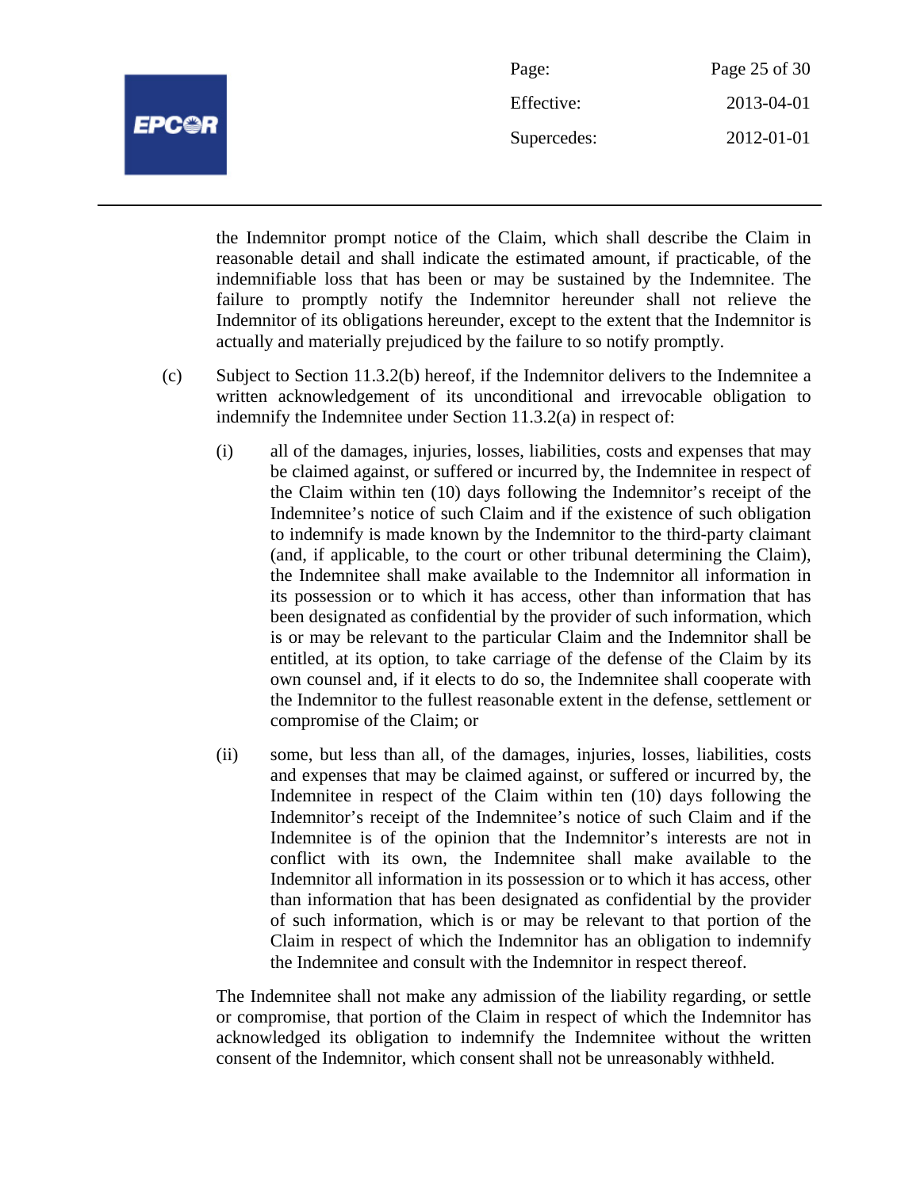the Indemnitor prompt notice of the Claim, which shall describe the Claim in reasonable detail and shall indicate the estimated amount, if practicable, of the indemnifiable loss that has been or may be sustained by the Indemnitee. The failure to promptly notify the Indemnitor hereunder shall not relieve the Indemnitor of its obligations hereunder, except to the extent that the Indemnitor is actually and materially prejudiced by the failure to so notify promptly.

(c) Subject to Section 11.3.2(b) hereof, if the Indemnitor delivers to the Indemnitee a written acknowledgement of its unconditional and irrevocable obligation to indemnify the Indemnitee under Section 11.3.2(a) in respect of:

(i) all of the damages, injuries, losses, liabilities, costs and expenses that may be claimed against, or suffered or incurred by, the Indemnitee in respect of the Claim within ten (10) days following the Indemnitor's receipt of the Indemnitee's notice of such Claim and if the existence of such obligation to indemnify is made known by the Indemnitor to the third-party claimant (and, if applicable, to the court or other tribunal determining the Claim), the Indemnitee shall make available to the Indemnitor all information in its possession or to which it has access, other than information that has been designated as confidential by the provider of such information, which is or may be relevant to the particular Claim and the Indemnitor shall be entitled, at its option, to take carriage of the defense of the Claim by its own counsel and, if it elects to do so, the Indemnitee shall cooperate with the Indemnitor to the fullest reasonable extent in the defense, settlement or compromise of the Claim; or

(ii) some, but less than all, of the damages, injuries, losses, liabilities, costs and expenses that may be claimed against, or suffered or incurred by, the Indemnitee in respect of the Claim within ten (10) days following the Indemnitor's receipt of the Indemnitee's notice of such Claim and if the Indemnitee is of the opinion that the Indemnitor's interests are not in conflict with its own, the Indemnitee shall make available to the Indemnitor all information in its possession or to which it has access, other than information that has been designated as confidential by the provider of such information, which is or may be relevant to that portion of the Claim in respect of which the Indemnitor has an obligation to indemnify the Indemnitee and consult with the Indemnitor in respect thereof.

The Indemnitee shall not make any admission of the liability regarding, or settle or compromise, that portion of the Claim in respect of which the Indemnitor has acknowledged its obligation to indemnify the Indemnitee without the written consent of the Indemnitor, which consent shall not be unreasonably withheld.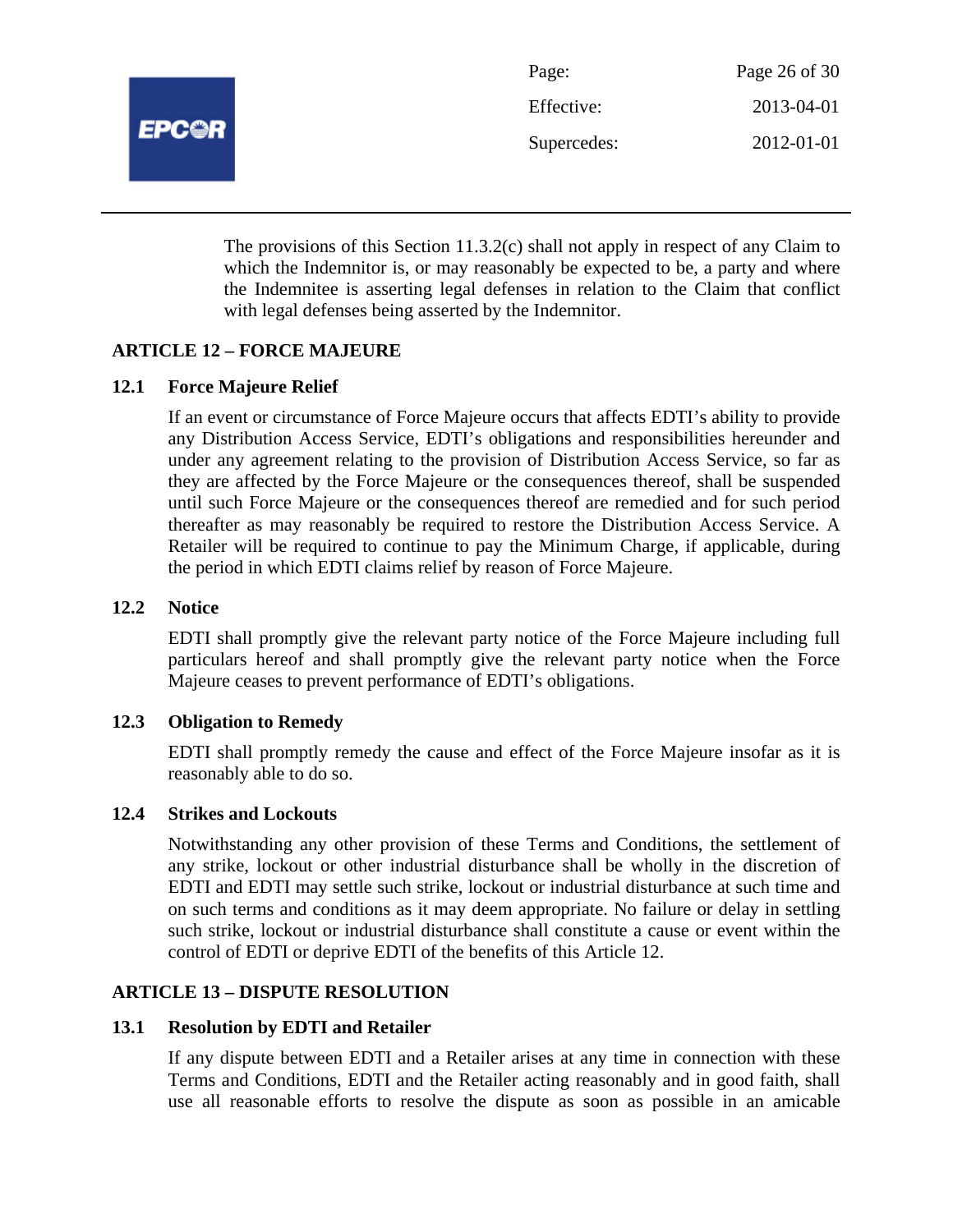The provisions of this Section 11.3.2(c) shall not apply in respect of any Claim to which the Indemnitor is, or may reasonably be expected to be, a party and where the Indemnitee is asserting legal defenses in relation to the Claim that conflict with legal defenses being asserted by the Indemnitor.

## ARTICLE 12 – FORCE MAJEURE

### 12.1 Force Majeure Relief

If an event or circumstance of Force Majeure occurs that affects EDTI's ability to provide any Distribution Access Service, EDTI's obligations and responsibilities hereunder and under any agreement relating to the provision of Distribution Access Service, so far as they are affected by the Force Majeure or the consequences thereof, shall be suspended until such Force Majeure or the consequences thereof are remedied and for such period thereafter as may reasonably be required to restore the Distribution Access Service. A Retailer will be required to continue to pay the Minimum Charge, if applicable, during the period in which EDTI claims relief by reason of Force Majeure.

### 12.2 Notice

EDTI shall promptly give the relevant party notice of the Force Majeure including full particulars hereof and shall promptly give the relevant party notice when the Force Majeure ceases to prevent performance of EDTI's obligations.

### 12.3 Obligation to Remedy

EDTI shall promptly remedy the cause and effect of the Force Majeure insofar as it is reasonably able to do so.

### 12.4 Strikes and Lockouts

Notwithstanding any other provision of these Terms and Conditions, the settlement of any strike, lockout or other industrial disturbance shall be wholly in the discretion of EDTI and EDTI may settle such strike, lockout or industrial disturbance at such time and on such terms and conditions as it may deem appropriate. No failure or delay in settling such strike, lockout or industrial disturbance shall constitute a cause or event within the control of EDTI or deprive EDTI of the benefits of this Article 12.

## ARTICLE 13 – DISPUTE RESOLUTION

### 13.1 Resolution by EDTI and Retailer

If any dispute between EDTI and a Retailer arises at any time in connection with these Terms and Conditions, EDTI and the Retailer acting reasonably and in good faith, shall use all reasonable efforts to resolve the dispute as soon as possible in an amicable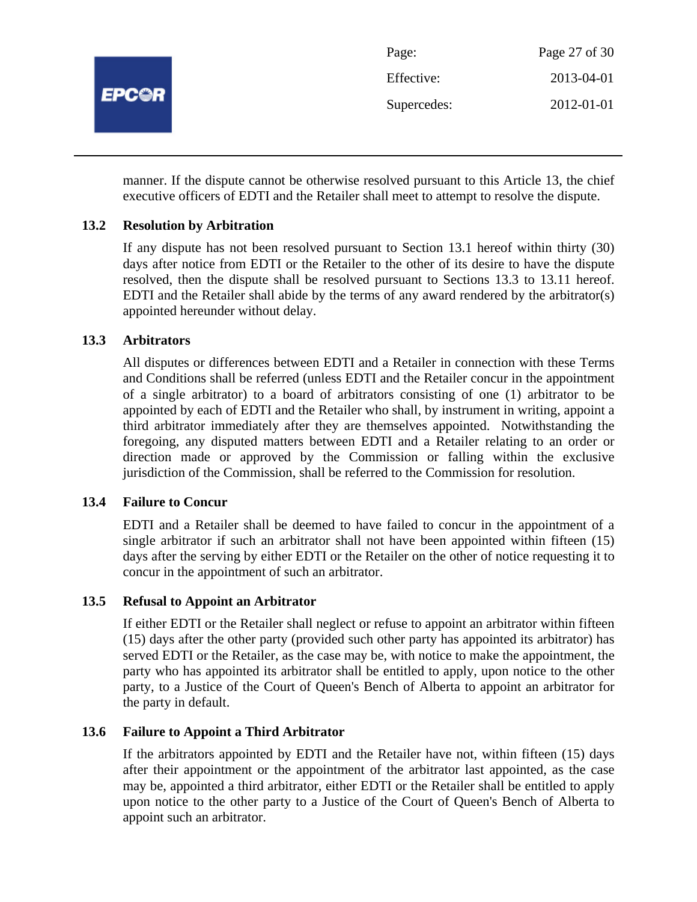manner. If the dispute cannot be otherwise resolved pursuant to this Article 13, the chief executive officers of EDTI and the Retailer shall meet to attempt to resolve the dispute.

### 13.2 Resolution by Arbitration

If any dispute has not been resolved pursuant to Section 13.1 hereof within thirty (30) days after notice from EDTI or the Retailer to the other of its desire to have the dispute resolved, then the dispute shall be resolved pursuant to Sections 13.3 to 13.11 hereof. EDTI and the Retailer shall abide by the terms of any award rendered by the arbitrator(s) appointed hereunder without delay.

### 13.3 Arbitrators

All disputes or differences between EDTI and a Retailer in connection with these Terms and Conditions shall be referred (unless EDTI and the Retailer concur in the appointment of a single arbitrator) to a board of arbitrators consisting of one (1) arbitrator to be appointed by each of EDTI and the Retailer who shall, by instrument in writing, appoint a third arbitrator immediately after they are themselves appointed. Notwithstanding the foregoing, any disputed matters between EDTI and a Retailer relating to an order or direction made or approved by the Commission or falling within the exclusive jurisdiction of the Commission, shall be referred to the Commission for resolution.

### 13.4 Failure to Concur

EDTI and a Retailer shall be deemed to have failed to concur in the appointment of a single arbitrator if such an arbitrator shall not have been appointed within fifteen (15) days after the serving by either EDTI or the Retailer on the other of notice requesting it to concur in the appointment of such an arbitrator.

### 13.5 Refusal to Appoint an Arbitrator

If either EDTI or the Retailer shall neglect or refuse to appoint an arbitrator within fifteen (15) days after the other party (provided such other party has appointed its arbitrator) has served EDTI or the Retailer, as the case may be, with notice to make the appointment, the party who has appointed its arbitrator shall be entitled to apply, upon notice to the other party, to a Justice of the Court of Queen's Bench of Alberta to appoint an arbitrator for the party in default.

### 13.6 Failure to Appoint a Third Arbitrator

If the arbitrators appointed by EDTI and the Retailer have not, within fifteen (15) days after their appointment or the appointment of the arbitrator last appointed, as the case may be, appointed a third arbitrator, either EDTI or the Retailer shall be entitled to apply upon notice to the other party to a Justice of the Court of Queen's Bench of Alberta to appoint such an arbitrator.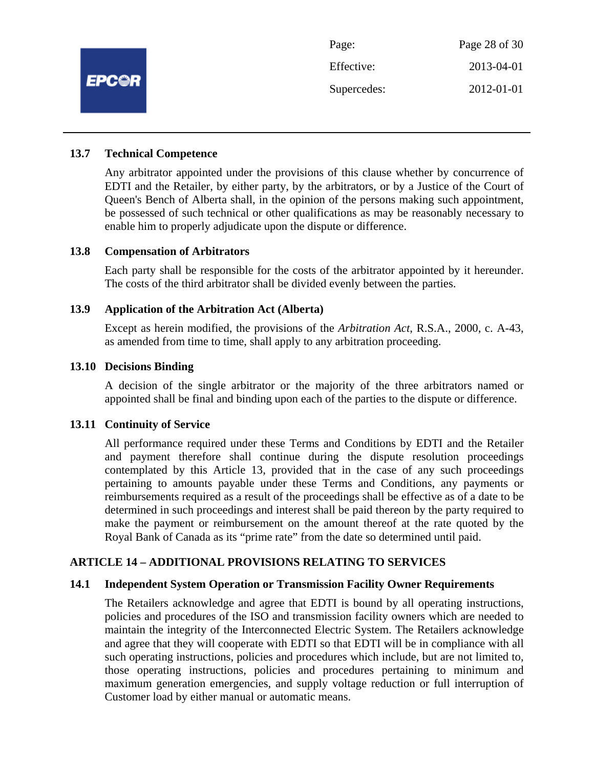### 13.7 Technical Competence

Any arbitrator appointed under the provisions of this clause whether by concurrence of EDTI and the Retailer, by either party, by the arbitrators, or by a Justice of the Court of Queen's Bench of Alberta shall, in the opinion of the persons making such appointment, be possessed of such technical or other qualifications as may be reasonably necessary to enable him to properly adjudicate upon the dispute or difference.

### 13.8 Compensation of Arbitrators

Each party shall be responsible for the costs of the arbitrator appointed by it hereunder. The costs of the third arbitrator shall be divided evenly between the parties.

### 13.9 Application of the Arbitration Act (Alberta)

Except as herein modified, the provisions of the *Arbitration Act*, R.S.A., 2000, c. A-43, as amended from time to time, shall apply to any arbitration proceeding.

### 13.10 Decisions Binding

A decision of the single arbitrator or the majority of the three arbitrators named or appointed shall be final and binding upon each of the parties to the dispute or difference.

### 13.11 Continuity of Service

All performance required under these Terms and Conditions by EDTI and the Retailer and payment therefore shall continue during the dispute resolution proceedings contemplated by this Article 13, provided that in the case of any such proceedings pertaining to amounts payable under these Terms and Conditions, any payments or reimbursements required as a result of the proceedings shall be effective as of a date to be determined in such proceedings and interest shall be paid thereon by the party required to make the payment or reimbursement on the amount thereof at the rate quoted by the Royal Bank of Canada as its "prime rate" from the date so determined until paid.

## ARTICLE 14 – ADDITIONAL PROVISIONS RELATING TO SERVICES

### 14.1 Independent System Operation or Transmission Facility Owner Requirements

The Retailers acknowledge and agree that EDTI is bound by all operating instructions, policies and procedures of the ISO and transmission facility owners which are needed to maintain the integrity of the Interconnected Electric System. The Retailers acknowledge and agree that they will cooperate with EDTI so that EDTI will be in compliance with all such operating instructions, policies and procedures which include, but are not limited to, those operating instructions, policies and procedures pertaining to minimum and maximum generation emergencies, and supply voltage reduction or full interruption of Customer load by either manual or automatic means.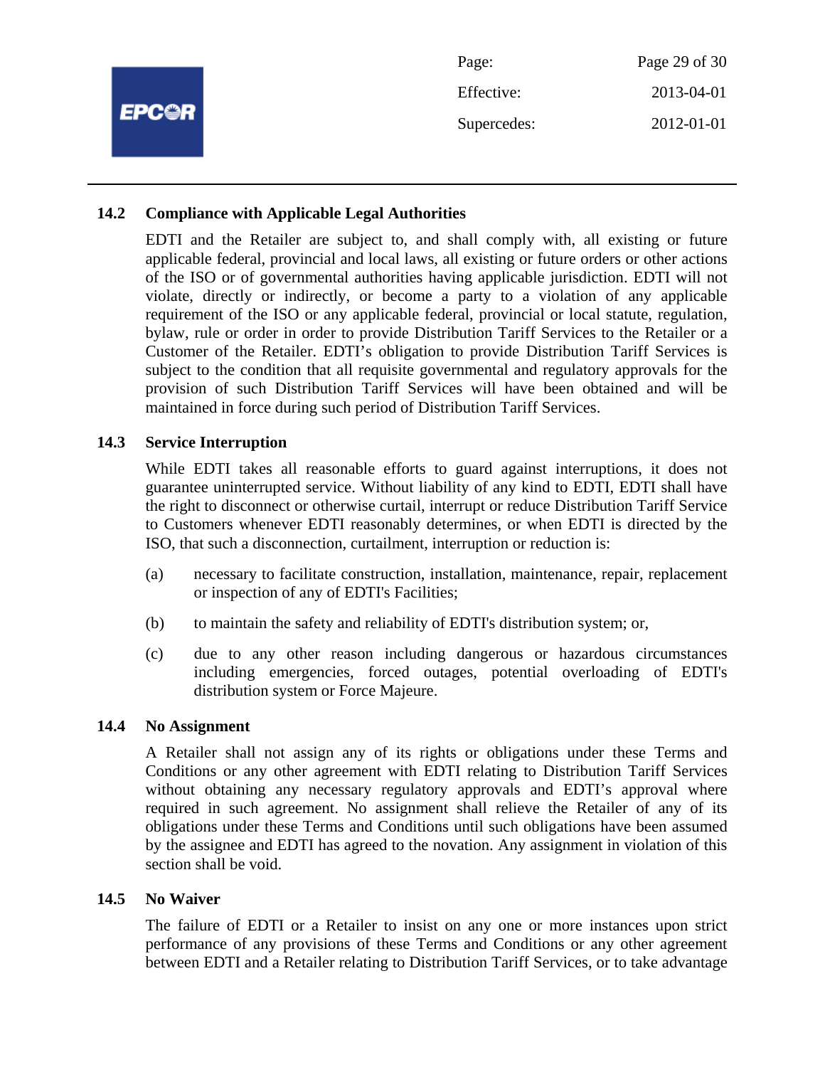### 14.2 Compliance with Applicable Legal Authorities

EDTI and the Retailer are subject to, and shall comply with, all existing or future applicable federal, provincial and local laws, all existing or future orders or other actions of the ISO or of governmental authorities having applicable jurisdiction. EDTI will not violate, directly or indirectly, or become a party to a violation of any applicable requirement of the ISO or any applicable federal, provincial or local statute, regulation, bylaw, rule or order in order to provide Distribution Tariff Services to the Retailer or a Customer of the Retailer. EDTI's obligation to provide Distribution Tariff Services is subject to the condition that all requisite governmental and regulatory approvals for the provision of such Distribution Tariff Services will have been obtained and will be maintained in force during such period of Distribution Tariff Services.

### 14.3 Service Interruption

While EDTI takes all reasonable efforts to guard against interruptions, it does not guarantee uninterrupted service. Without liability of any kind to EDTI, EDTI shall have the right to disconnect or otherwise curtail, interrupt or reduce Distribution Tariff Service to Customers whenever EDTI reasonably determines, or when EDTI is directed by the ISO, that such a disconnection, curtailment, interruption or reduction is:

(a) necessary to facilitate construction, installation, maintenance, repair, replacement or inspection of any of EDTI's Facilities;

(b) to maintain the safety and reliability of EDTI's distribution system; or,

(c) due to any other reason including dangerous or hazardous circumstances including emergencies, forced outages, potential overloading of EDTI's distribution system or Force Majeure.

### 14.4 No Assignment

A Retailer shall not assign any of its rights or obligations under these Terms and Conditions or any other agreement with EDTI relating to Distribution Tariff Services without obtaining any necessary regulatory approvals and EDTI's approval where required in such agreement. No assignment shall relieve the Retailer of any of its obligations under these Terms and Conditions until such obligations have been assumed by the assignee and EDTI has agreed to the novation. Any assignment in violation of this section shall be void.

### 14.5 No Waiver

The failure of EDTI or a Retailer to insist on any one or more instances upon strict performance of any provisions of these Terms and Conditions or any other agreement between EDTI and a Retailer relating to Distribution Tariff Services, or to take advantage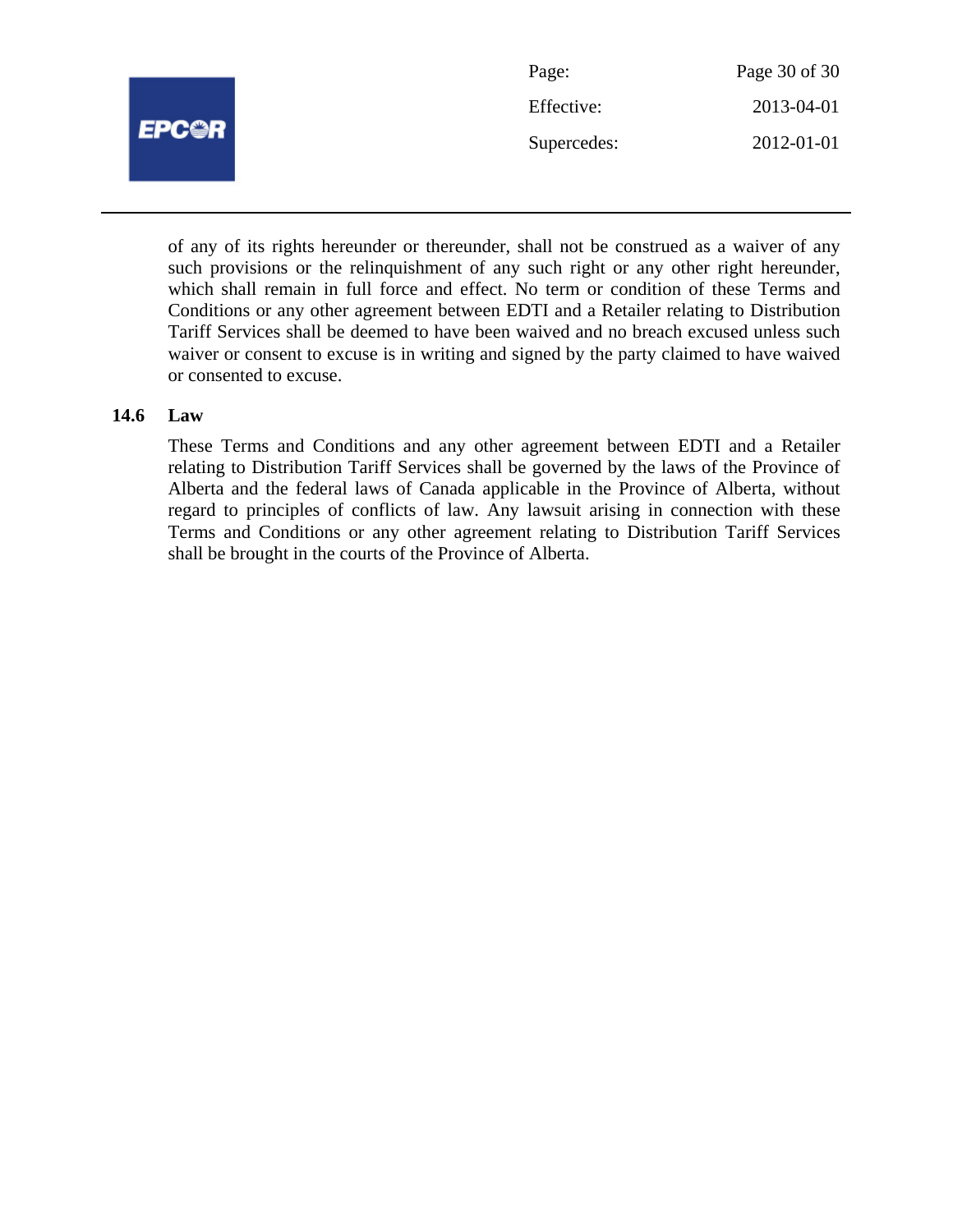of any of its rights hereunder or thereunder, shall not be construed as a waiver of any such provisions or the relinquishment of any such right or any other right hereunder, which shall remain in full force and effect. No term or condition of these Terms and Conditions or any other agreement between EDTI and a Retailer relating to Distribution Tariff Services shall be deemed to have been waived and no breach excused unless such waiver or consent to excuse is in writing and signed by the party claimed to have waived or consented to excuse.

### 14.6 Law

These Terms and Conditions and any other agreement between EDTI and a Retailer relating to Distribution Tariff Services shall be governed by the laws of the Province of Alberta and the federal laws of Canada applicable in the Province of Alberta, without regard to principles of conflicts of law. Any lawsuit arising in connection with these Terms and Conditions or any other agreement relating to Distribution Tariff Services shall be brought in the courts of the Province of Alberta.